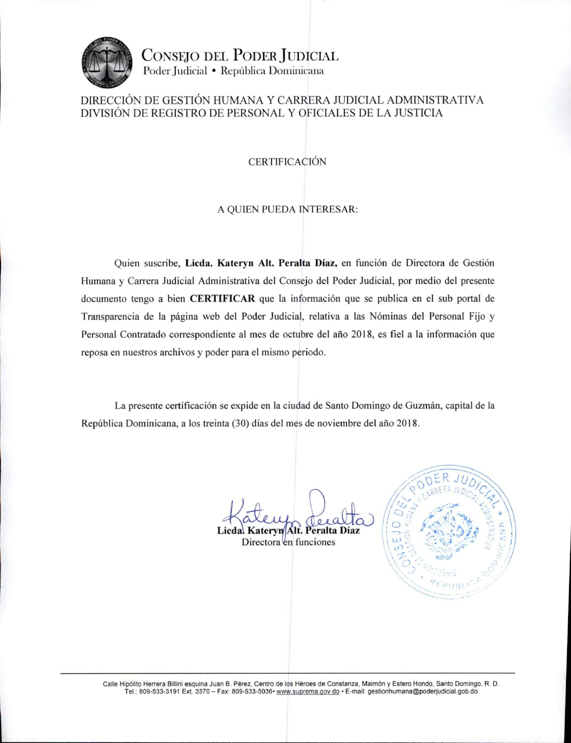# CONSEJO DEL PODER JUDICIAL

Poder Judicial • República Dominicana

DIRECCIÓN DE GESTIÓN HUMANA Y CARRERA JUDICIAL ADMINISTRATIVA
DIVISIÓN DE REGISTRO DE PERSONAL Y OFICIALES DE LA JUSTICIA

## CERTIFICACIÓN

A QUIEN PUEDA INTERESAR:

Quien suscribe, **Licda. Kateryn Alt. Peralta Díaz,** en función de Directora de Gestión Humana y Carrera Judicial Administrativa del Consejo del Poder Judicial, por medio del presente documento tengo a bien **CERTIFICAR** que la información que se publica en el sub portal de Transparencia de la página web del Poder Judicial, relativa a las Nóminas del Personal Fijo y Personal Contratado correspondiente al mes de octubre del año 2018, es fiel a la información que reposa en nuestros archivos y poder para el mismo periodo.

La presente certificación se expide en la ciudad de Santo Domingo de Guzmán, capital de la República Dominicana, a los treinta (30) días del mes de noviembre del año 2018.

**Licda. Kateryn Alt. Peralta Díaz**
Directora en funciones

Calle Hipólito Herrera Billini esquina Juan B. Pérez, Centro de los Héroes de Constanza, Maimón y Estero Hondo, Santo Domingo, R. D.
Tel.: 809-533-3191 Ext. 3370 – Fax: 809-533-5036• www.suprema.gov.do • E-mail: gestionhumana@poderjudicial.gob.do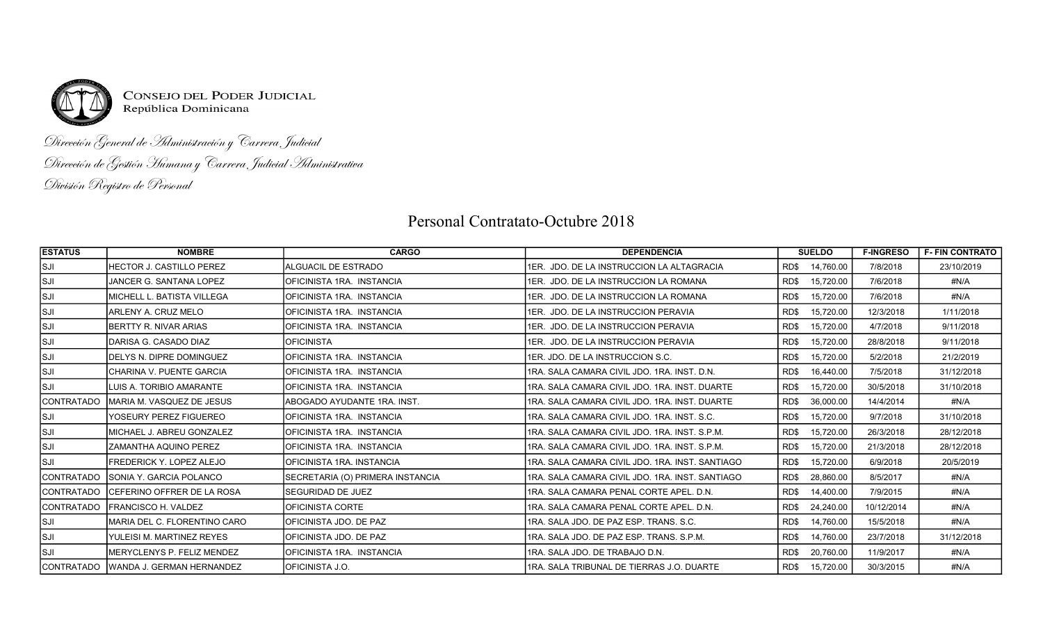CONSEJO DEL PODER JUDICIAL
República Dominicana

*Dirección General de Administración y Carrera Judicial*
*Dirección de Gestión Humana y Carrera Judicial Administrativa*
*División Registro de Personal*

# Personal Contratato-Octubre 2018

| ESTATUS | NOMBRE | CARGO | DEPENDENCIA | SUELDO | F-INGRESO | F- FIN CONTRATO |
|---|---|---|---|---|---|---|
| SJI | HECTOR J. CASTILLO PEREZ | ALGUACIL DE ESTRADO | 1ER. JDO. DE LA INSTRUCCION LA ALTAGRACIA | RD$ 14,760.00 | 7/8/2018 | 23/10/2019 |
| SJI | JANCER G. SANTANA LOPEZ | OFICINISTA 1RA. INSTANCIA | 1ER. JDO. DE LA INSTRUCCION LA ROMANA | RD$ 15,720.00 | 7/6/2018 | #N/A |
| SJI | MICHELL L. BATISTA VILLEGA | OFICINISTA 1RA. INSTANCIA | 1ER. JDO. DE LA INSTRUCCION LA ROMANA | RD$ 15,720.00 | 7/6/2018 | #N/A |
| SJI | ARLENY A. CRUZ MELO | OFICINISTA 1RA. INSTANCIA | 1ER. JDO. DE LA INSTRUCCION PERAVIA | RD$ 15,720.00 | 12/3/2018 | 1/11/2018 |
| SJI | BERTTY R. NIVAR ARIAS | OFICINISTA 1RA. INSTANCIA | 1ER. JDO. DE LA INSTRUCCION PERAVIA | RD$ 15,720.00 | 4/7/2018 | 9/11/2018 |
| SJI | DARISA G. CASADO DIAZ | OFICINISTA | 1ER. JDO. DE LA INSTRUCCION PERAVIA | RD$ 15,720.00 | 28/8/2018 | 9/11/2018 |
| SJI | DELYS N. DIPRE DOMINGUEZ | OFICINISTA 1RA. INSTANCIA | 1ER. JDO. DE LA INSTRUCCION S.C. | RD$ 15,720.00 | 5/2/2018 | 21/2/2019 |
| SJI | CHARINA V. PUENTE GARCIA | OFICINISTA 1RA. INSTANCIA | 1RA. SALA CAMARA CIVIL JDO. 1RA. INST. D.N. | RD$ 16,440.00 | 7/5/2018 | 31/12/2018 |
| SJI | LUIS A. TORIBIO AMARANTE | OFICINISTA 1RA. INSTANCIA | 1RA. SALA CAMARA CIVIL JDO. 1RA. INST. DUARTE | RD$ 15,720.00 | 30/5/2018 | 31/10/2018 |
| CONTRATADO | MARIA M. VASQUEZ DE JESUS | ABOGADO AYUDANTE 1RA. INST. | 1RA. SALA CAMARA CIVIL JDO. 1RA. INST. DUARTE | RD$ 36,000.00 | 14/4/2014 | #N/A |
| SJI | YOSEURY PEREZ FIGUEREO | OFICINISTA 1RA. INSTANCIA | 1RA. SALA CAMARA CIVIL JDO. 1RA. INST. S.C. | RD$ 15,720.00 | 9/7/2018 | 31/10/2018 |
| SJI | MICHAEL J. ABREU GONZALEZ | OFICINISTA 1RA. INSTANCIA | 1RA. SALA CAMARA CIVIL JDO. 1RA. INST. S.P.M. | RD$ 15,720.00 | 26/3/2018 | 28/12/2018 |
| SJI | ZAMANTHA AQUINO PEREZ | OFICINISTA 1RA. INSTANCIA | 1RA. SALA CAMARA CIVIL JDO. 1RA. INST. S.P.M. | RD$ 15,720.00 | 21/3/2018 | 28/12/2018 |
| SJI | FREDERICK Y. LOPEZ ALEJO | OFICINISTA 1RA. INSTANCIA | 1RA. SALA CAMARA CIVIL JDO. 1RA. INST. SANTIAGO | RD$ 15,720.00 | 6/9/2018 | 20/5/2019 |
| CONTRATADO | SONIA Y. GARCIA POLANCO | SECRETARIA (O) PRIMERA INSTANCIA | 1RA. SALA CAMARA CIVIL JDO. 1RA. INST. SANTIAGO | RD$ 28,860.00 | 8/5/2017 | #N/A |
| CONTRATADO | CEFERINO OFFRER DE LA ROSA | SEGURIDAD DE JUEZ | 1RA. SALA CAMARA PENAL CORTE APEL. D.N. | RD$ 14,400.00 | 7/9/2015 | #N/A |
| CONTRATADO | FRANCISCO H. VALDEZ | OFICINISTA CORTE | 1RA. SALA CAMARA PENAL CORTE APEL. D.N. | RD$ 24,240.00 | 10/12/2014 | #N/A |
| SJI | MARIA DEL C. FLORENTINO CARO | OFICINISTA JDO. DE PAZ | 1RA. SALA JDO. DE PAZ ESP. TRANS. S.C. | RD$ 14,760.00 | 15/5/2018 | #N/A |
| SJI | YULEISI M. MARTINEZ REYES | OFICINISTA JDO. DE PAZ | 1RA. SALA JDO. DE PAZ ESP. TRANS. S.P.M. | RD$ 14,760.00 | 23/7/2018 | 31/12/2018 |
| SJI | MERYCLENYS P. FELIZ MENDEZ | OFICINISTA 1RA. INSTANCIA | 1RA. SALA JDO. DE TRABAJO D.N. | RD$ 20,760.00 | 11/9/2017 | #N/A |
| CONTRATADO | WANDA J. GERMAN HERNANDEZ | OFICINISTA J.O. | 1RA. SALA TRIBUNAL DE TIERRAS J.O. DUARTE | RD$ 15,720.00 | 30/3/2015 | #N/A |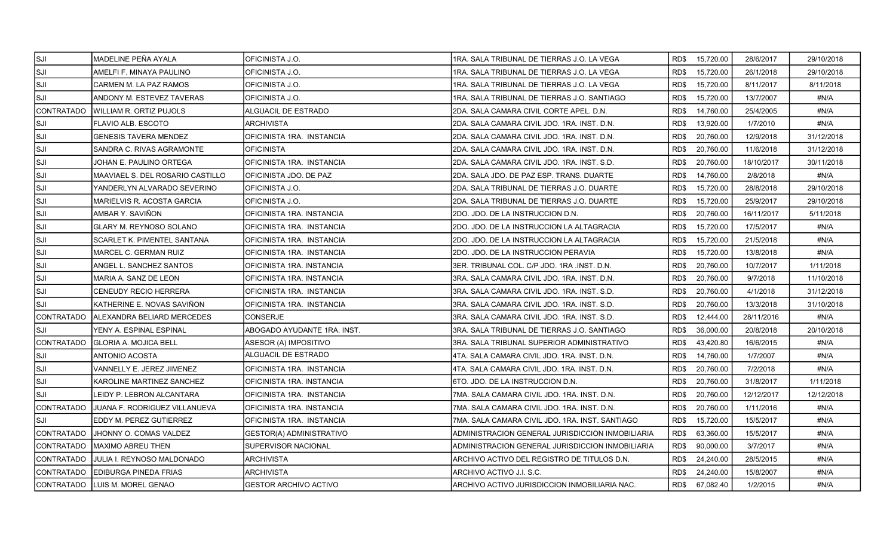| | | | | | | | |
|---|---|---|---|---|---|---|---|
| SJI | MADELINE PEÑA AYALA | OFICINISTA J.O. | 1RA. SALA TRIBUNAL DE TIERRAS J.O. LA VEGA | RD$ | 15,720.00 | 28/6/2017 | 29/10/2018 |
| SJI | AMELFI F. MINAYA PAULINO | OFICINISTA J.O. | 1RA. SALA TRIBUNAL DE TIERRAS J.O. LA VEGA | RD$ | 15,720.00 | 26/1/2018 | 29/10/2018 |
| SJI | CARMEN M. LA PAZ RAMOS | OFICINISTA J.O. | 1RA. SALA TRIBUNAL DE TIERRAS J.O. LA VEGA | RD$ | 15,720.00 | 8/11/2017 | 8/11/2018 |
| SJI | ANDONY M. ESTEVEZ TAVERAS | OFICINISTA J.O. | 1RA. SALA TRIBUNAL DE TIERRAS J.O. SANTIAGO | RD$ | 15,720.00 | 13/7/2007 | #N/A |
| CONTRATADO | WILLIAM R. ORTIZ PUJOLS | ALGUACIL DE ESTRADO | 2DA. SALA CAMARA CIVIL CORTE APEL. D.N. | RD$ | 14,760.00 | 25/4/2005 | #N/A |
| SJI | FLAVIO ALB. ESCOTO | ARCHIVISTA | 2DA. SALA CAMARA CIVIL JDO. 1RA. INST. D.N. | RD$ | 13,920.00 | 1/7/2010 | #N/A |
| SJI | GENESIS TAVERA MENDEZ | OFICINISTA 1RA. INSTANCIA | 2DA. SALA CAMARA CIVIL JDO. 1RA. INST. D.N. | RD$ | 20,760.00 | 12/9/2018 | 31/12/2018 |
| SJI | SANDRA C. RIVAS AGRAMONTE | OFICINISTA | 2DA. SALA CAMARA CIVIL JDO. 1RA. INST. D.N. | RD$ | 20,760.00 | 11/6/2018 | 31/12/2018 |
| SJI | JOHAN E. PAULINO ORTEGA | OFICINISTA 1RA. INSTANCIA | 2DA. SALA CAMARA CIVIL JDO. 1RA. INST. S.D. | RD$ | 20,760.00 | 18/10/2017 | 30/11/2018 |
| SJI | MAAVIAEL S. DEL ROSARIO CASTILLO | OFICINISTA JDO. DE PAZ | 2DA. SALA JDO. DE PAZ ESP. TRANS. DUARTE | RD$ | 14,760.00 | 2/8/2018 | #N/A |
| SJI | YANDERLYN ALVARADO SEVERINO | OFICINISTA J.O. | 2DA. SALA TRIBUNAL DE TIERRAS J.O. DUARTE | RD$ | 15,720.00 | 28/8/2018 | 29/10/2018 |
| SJI | MARIELVIS R. ACOSTA GARCIA | OFICINISTA J.O. | 2DA. SALA TRIBUNAL DE TIERRAS J.O. DUARTE | RD$ | 15,720.00 | 25/9/2017 | 29/10/2018 |
| SJI | AMBAR Y. SAVIÑON | OFICINISTA 1RA. INSTANCIA | 2DO. JDO. DE LA INSTRUCCION D.N. | RD$ | 20,760.00 | 16/11/2017 | 5/11/2018 |
| SJI | GLARY M. REYNOSO SOLANO | OFICINISTA 1RA. INSTANCIA | 2DO. JDO. DE LA INSTRUCCION LA ALTAGRACIA | RD$ | 15,720.00 | 17/5/2017 | #N/A |
| SJI | SCARLET K. PIMENTEL SANTANA | OFICINISTA 1RA. INSTANCIA | 2DO. JDO. DE LA INSTRUCCION LA ALTAGRACIA | RD$ | 15,720.00 | 21/5/2018 | #N/A |
| SJI | MARCEL C. GERMAN RUIZ | OFICINISTA 1RA. INSTANCIA | 2DO. JDO. DE LA INSTRUCCION PERAVIA | RD$ | 15,720.00 | 13/8/2018 | #N/A |
| SJI | ANGEL L. SANCHEZ SANTOS | OFICINISTA 1RA. INSTANCIA | 3ER. TRIBUNAL COL. C/P JDO. 1RA .INST. D.N. | RD$ | 20,760.00 | 10/7/2017 | 1/11/2018 |
| SJI | MARIA A. SANZ DE LEON | OFICINISTA 1RA. INSTANCIA | 3RA. SALA CAMARA CIVIL JDO. 1RA. INST. D.N. | RD$ | 20,760.00 | 9/7/2018 | 11/10/2018 |
| SJI | CENEUDY RECIO HERRERA | OFICINISTA 1RA. INSTANCIA | 3RA. SALA CAMARA CIVIL JDO. 1RA. INST. S.D. | RD$ | 20,760.00 | 4/1/2018 | 31/12/2018 |
| SJI | KATHERINE E. NOVAS SAVIÑON | OFICINISTA 1RA. INSTANCIA | 3RA. SALA CAMARA CIVIL JDO. 1RA. INST. S.D. | RD$ | 20,760.00 | 13/3/2018 | 31/10/2018 |
| CONTRATADO | ALEXANDRA BELIARD MERCEDES | CONSERJE | 3RA. SALA CAMARA CIVIL JDO. 1RA. INST. S.D. | RD$ | 12,444.00 | 28/11/2016 | #N/A |
| SJI | YENY A. ESPINAL ESPINAL | ABOGADO AYUDANTE 1RA. INST. | 3RA. SALA TRIBUNAL DE TIERRAS J.O. SANTIAGO | RD$ | 36,000.00 | 20/8/2018 | 20/10/2018 |
| CONTRATADO | GLORIA A. MOJICA BELL | ASESOR (A) IMPOSITIVO | 3RA. SALA TRIBUNAL SUPERIOR ADMINISTRATIVO | RD$ | 43,420.80 | 16/6/2015 | #N/A |
| SJI | ANTONIO ACOSTA | ALGUACIL DE ESTRADO | 4TA. SALA CAMARA CIVIL JDO. 1RA. INST. D.N. | RD$ | 14,760.00 | 1/7/2007 | #N/A |
| SJI | VANNELLY E. JEREZ JIMENEZ | OFICINISTA 1RA. INSTANCIA | 4TA. SALA CAMARA CIVIL JDO. 1RA. INST. D.N. | RD$ | 20,760.00 | 7/2/2018 | #N/A |
| SJI | KAROLINE MARTINEZ SANCHEZ | OFICINISTA 1RA. INSTANCIA | 6TO. JDO. DE LA INSTRUCCION D.N. | RD$ | 20,760.00 | 31/8/2017 | 1/11/2018 |
| SJI | LEIDY P. LEBRON ALCANTARA | OFICINISTA 1RA. INSTANCIA | 7MA. SALA CAMARA CIVIL JDO. 1RA. INST. D.N. | RD$ | 20,760.00 | 12/12/2017 | 12/12/2018 |
| CONTRATADO | JUANA F. RODRIGUEZ VILLANUEVA | OFICINISTA 1RA. INSTANCIA | 7MA. SALA CAMARA CIVIL JDO. 1RA. INST. D.N. | RD$ | 20,760.00 | 1/11/2016 | #N/A |
| SJI | EDDY M. PEREZ GUTIERREZ | OFICINISTA 1RA. INSTANCIA | 7MA. SALA CAMARA CIVIL JDO. 1RA. INST. SANTIAGO | RD$ | 15,720.00 | 15/5/2017 | #N/A |
| CONTRATADO | JHONNY O. COMAS VALDEZ | GESTOR(A) ADMINISTRATIVO | ADMINISTRACION GENERAL JURISDICCION INMOBILIARIA | RD$ | 63,360.00 | 15/5/2017 | #N/A |
| CONTRATADO | MAXIMO ABREU THEN | SUPERVISOR NACIONAL | ADMINISTRACION GENERAL JURISDICCION INMOBILIARIA | RD$ | 90,000.00 | 3/7/2017 | #N/A |
| CONTRATADO | JULIA I. REYNOSO MALDONADO | ARCHIVISTA | ARCHIVO ACTIVO DEL REGISTRO DE TITULOS D.N. | RD$ | 24,240.00 | 28/5/2015 | #N/A |
| CONTRATADO | EDIBURGA PINEDA FRIAS | ARCHIVISTA | ARCHIVO ACTIVO J.I. S.C. | RD$ | 24,240.00 | 15/8/2007 | #N/A |
| CONTRATADO | LUIS M. MOREL GENAO | GESTOR ARCHIVO ACTIVO | ARCHIVO ACTIVO JURISDICCION INMOBILIARIA NAC. | RD$ | 67,082.40 | 1/2/2015 | #N/A |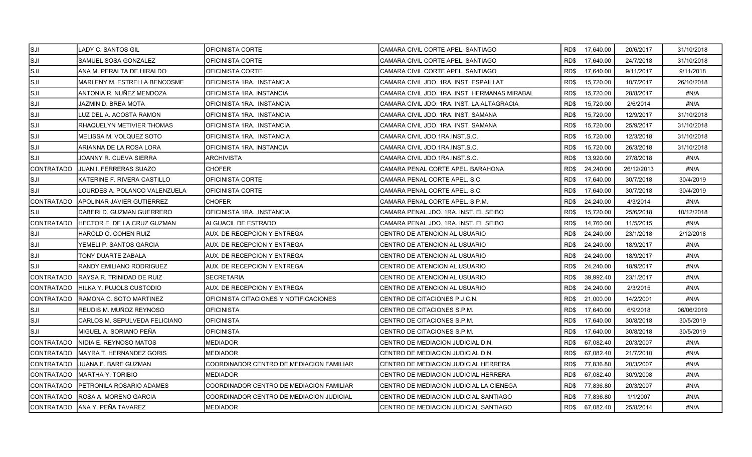| | | | | | | | |
|---|---|---|---|---|---|---|---|
| SJI | LADY C. SANTOS GIL | OFICINISTA CORTE | CAMARA CIVIL CORTE APEL. SANTIAGO | RD$ | 17,640.00 | 20/6/2017 | 31/10/2018 |
| SJI | SAMUEL SOSA GONZALEZ | OFICINISTA CORTE | CAMARA CIVIL CORTE APEL. SANTIAGO | RD$ | 17,640.00 | 24/7/2018 | 31/10/2018 |
| SJI | ANA M. PERALTA DE HIRALDO | OFICINISTA CORTE | CAMARA CIVIL CORTE APEL. SANTIAGO | RD$ | 17,640.00 | 9/11/2017 | 9/11/2018 |
| SJI | MARLENY M. ESTRELLA BENCOSME | OFICINISTA 1RA. INSTANCIA | CAMARA CIVIL JDO. 1RA. INST. ESPAILLAT | RD$ | 15,720.00 | 10/7/2017 | 26/10/2018 |
| SJI | ANTONIA R. NUÑEZ MENDOZA | OFICINISTA 1RA. INSTANCIA | CAMARA CIVIL JDO. 1RA. INST. HERMANAS MIRABAL | RD$ | 15,720.00 | 28/8/2017 | #N/A |
| SJI | JAZMIN D. BREA MOTA | OFICINISTA 1RA. INSTANCIA | CAMARA CIVIL JDO. 1RA. INST. LA ALTAGRACIA | RD$ | 15,720.00 | 2/6/2014 | #N/A |
| SJI | LUZ DEL A. ACOSTA RAMON | OFICINISTA 1RA. INSTANCIA | CAMARA CIVIL JDO. 1RA. INST. SAMANA | RD$ | 15,720.00 | 12/9/2017 | 31/10/2018 |
| SJI | RHAQUELYN METIVIER THOMAS | OFICINISTA 1RA. INSTANCIA | CAMARA CIVIL JDO. 1RA. INST. SAMANA | RD$ | 15,720.00 | 25/9/2017 | 31/10/2018 |
| SJI | MELISSA M. VOLQUEZ SOTO | OFICINISTA 1RA. INSTANCIA | CAMARA CIVIL JDO.1RA.INST.S.C. | RD$ | 15,720.00 | 12/3/2018 | 31/10/2018 |
| SJI | ARIANNA DE LA ROSA LORA | OFICINISTA 1RA. INSTANCIA | CAMARA CIVIL JDO.1RA.INST.S.C. | RD$ | 15,720.00 | 26/3/2018 | 31/10/2018 |
| SJI | JOANNY R. CUEVA SIERRA | ARCHIVISTA | CAMARA CIVIL JDO.1RA.INST.S.C. | RD$ | 13,920.00 | 27/8/2018 | #N/A |
| CONTRATADO | JUAN I. FERRERAS SUAZO | CHOFER | CAMARA PENAL CORTE APEL. BARAHONA | RD$ | 24,240.00 | 26/12/2013 | #N/A |
| SJI | KATERINE F. RIVERA CASTILLO | OFICINISTA CORTE | CAMARA PENAL CORTE APEL. S.C. | RD$ | 17,640.00 | 30/7/2018 | 30/4/2019 |
| SJI | LOURDES A. POLANCO VALENZUELA | OFICINISTA CORTE | CAMARA PENAL CORTE APEL. S.C. | RD$ | 17,640.00 | 30/7/2018 | 30/4/2019 |
| CONTRATADO | APOLINAR JAVIER GUTIERREZ | CHOFER | CAMARA PENAL CORTE APEL. S.P.M. | RD$ | 24,240.00 | 4/3/2014 | #N/A |
| SJI | DABERI D. GUZMAN GUERRERO | OFICINISTA 1RA. INSTANCIA | CAMARA PENAL JDO. 1RA. INST. EL SEIBO | RD$ | 15,720.00 | 25/6/2018 | 10/12/2018 |
| CONTRATADO | HECTOR E. DE LA CRUZ GUZMAN | ALGUACIL DE ESTRADO | CAMARA PENAL JDO. 1RA. INST. EL SEIBO | RD$ | 14,760.00 | 11/5/2015 | #N/A |
| SJI | HAROLD O. COHEN RUIZ | AUX. DE RECEPCION Y ENTREGA | CENTRO DE ATENCION AL USUARIO | RD$ | 24,240.00 | 23/1/2018 | 2/12/2018 |
| SJI | YEMELI P. SANTOS GARCIA | AUX. DE RECEPCION Y ENTREGA | CENTRO DE ATENCION AL USUARIO | RD$ | 24,240.00 | 18/9/2017 | #N/A |
| SJI | TONY DUARTE ZABALA | AUX. DE RECEPCION Y ENTREGA | CENTRO DE ATENCION AL USUARIO | RD$ | 24,240.00 | 18/9/2017 | #N/A |
| SJI | RANDY EMILIANO RODRIGUEZ | AUX. DE RECEPCION Y ENTREGA | CENTRO DE ATENCION AL USUARIO | RD$ | 24,240.00 | 18/9/2017 | #N/A |
| CONTRATADO | RAYSA R. TRINIDAD DE RUIZ | SECRETARIA | CENTRO DE ATENCION AL USUARIO | RD$ | 39,992.40 | 23/1/2017 | #N/A |
| CONTRATADO | HILKA Y. PUJOLS CUSTODIO | AUX. DE RECEPCION Y ENTREGA | CENTRO DE ATENCION AL USUARIO | RD$ | 24,240.00 | 2/3/2015 | #N/A |
| CONTRATADO | RAMONA C. SOTO MARTINEZ | OFICINISTA CITACIONES Y NOTIFICACIONES | CENTRO DE CITACIONES P.J.C.N. | RD$ | 21,000.00 | 14/2/2001 | #N/A |
| SJI | REUDIS M. MUÑOZ REYNOSO | OFICINISTA | CENTRO DE CITACIONES S.P.M. | RD$ | 17,640.00 | 6/9/2018 | 06/06/2019 |
| SJI | CARLOS M. SEPULVEDA FELICIANO | OFICINISTA | CENTRO DE CITACIONES S.P.M. | RD$ | 17,640.00 | 30/8/2018 | 30/5/2019 |
| SJI | MIGUEL A. SORIANO PEÑA | OFICINISTA | CENTRO DE CITACIONES S.P.M. | RD$ | 17,640.00 | 30/8/2018 | 30/5/2019 |
| CONTRATADO | NIDIA E. REYNOSO MATOS | MEDIADOR | CENTRO DE MEDIACION JUDICIAL D.N. | RD$ | 67,082.40 | 20/3/2007 | #N/A |
| CONTRATADO | MAYRA T. HERNANDEZ GORIS | MEDIADOR | CENTRO DE MEDIACION JUDICIAL D.N. | RD$ | 67,082.40 | 21/7/2010 | #N/A |
| CONTRATADO | JUANA E. BARE GUZMAN | COORDINADOR CENTRO DE MEDIACION FAMILIAR | CENTRO DE MEDIACION JUDICIAL HERRERA | RD$ | 77,836.80 | 20/3/2007 | #N/A |
| CONTRATADO | MARTHA Y. TORIBIO | MEDIADOR | CENTRO DE MEDIACION JUDICIAL HERRERA | RD$ | 67,082.40 | 30/9/2008 | #N/A |
| CONTRATADO | PETRONILA ROSARIO ADAMES | COORDINADOR CENTRO DE MEDIACION FAMILIAR | CENTRO DE MEDIACION JUDICIAL LA CIENEGA | RD$ | 77,836.80 | 20/3/2007 | #N/A |
| CONTRATADO | ROSA A. MORENO GARCIA | COORDINADOR CENTRO DE MEDIACION JUDICIAL | CENTRO DE MEDIACION JUDICIAL SANTIAGO | RD$ | 77,836.80 | 1/1/2007 | #N/A |
| CONTRATADO | ANA Y. PEÑA TAVAREZ | MEDIADOR | CENTRO DE MEDIACION JUDICIAL SANTIAGO | RD$ | 67,082.40 | 25/8/2014 | #N/A |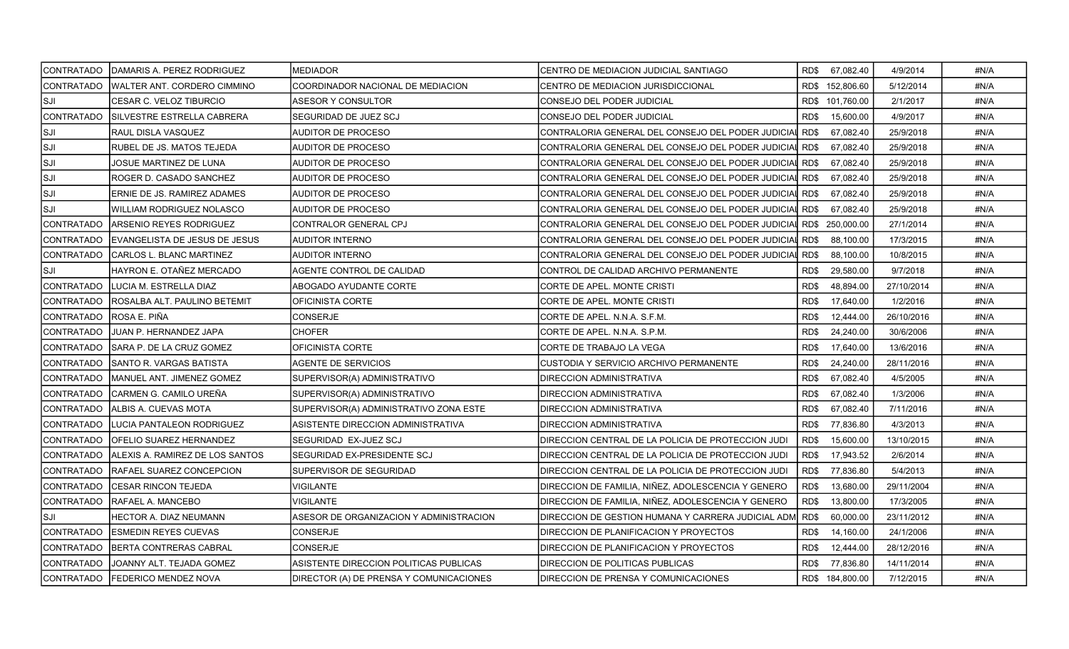| | | | | | | |
|---|---|---|---|---|---|---|
| CONTRATADO | DAMARIS A. PEREZ RODRIGUEZ | MEDIADOR | CENTRO DE MEDIACION JUDICIAL SANTIAGO | RD$ 67,082.40 | 4/9/2014 | #N/A |
| CONTRATADO | WALTER ANT. CORDERO CIMMINO | COORDINADOR NACIONAL DE MEDIACION | CENTRO DE MEDIACION JURISDICCIONAL | RD$ 152,806.60 | 5/12/2014 | #N/A |
| SJI | CESAR C. VELOZ TIBURCIO | ASESOR Y CONSULTOR | CONSEJO DEL PODER JUDICIAL | RD$ 101,760.00 | 2/1/2017 | #N/A |
| CONTRATADO | SILVESTRE ESTRELLA CABRERA | SEGURIDAD DE JUEZ SCJ | CONSEJO DEL PODER JUDICIAL | RD$ 15,600.00 | 4/9/2017 | #N/A |
| SJI | RAUL DISLA VASQUEZ | AUDITOR DE PROCESO | CONTRALORIA GENERAL DEL CONSEJO DEL PODER JUDICIAL | RD$ 67,082.40 | 25/9/2018 | #N/A |
| SJI | RUBEL DE JS. MATOS TEJEDA | AUDITOR DE PROCESO | CONTRALORIA GENERAL DEL CONSEJO DEL PODER JUDICIAL | RD$ 67,082.40 | 25/9/2018 | #N/A |
| SJI | JOSUE MARTINEZ DE LUNA | AUDITOR DE PROCESO | CONTRALORIA GENERAL DEL CONSEJO DEL PODER JUDICIAL | RD$ 67,082.40 | 25/9/2018 | #N/A |
| SJI | ROGER D. CASADO SANCHEZ | AUDITOR DE PROCESO | CONTRALORIA GENERAL DEL CONSEJO DEL PODER JUDICIAL | RD$ 67,082.40 | 25/9/2018 | #N/A |
| SJI | ERNIE DE JS. RAMIREZ ADAMES | AUDITOR DE PROCESO | CONTRALORIA GENERAL DEL CONSEJO DEL PODER JUDICIAL | RD$ 67,082.40 | 25/9/2018 | #N/A |
| SJI | WILLIAM RODRIGUEZ NOLASCO | AUDITOR DE PROCESO | CONTRALORIA GENERAL DEL CONSEJO DEL PODER JUDICIAL | RD$ 67,082.40 | 25/9/2018 | #N/A |
| CONTRATADO | ARSENIO REYES RODRIGUEZ | CONTRALOR GENERAL CPJ | CONTRALORIA GENERAL DEL CONSEJO DEL PODER JUDICIAL | RD$ 250,000.00 | 27/1/2014 | #N/A |
| CONTRATADO | EVANGELISTA DE JESUS DE JESUS | AUDITOR INTERNO | CONTRALORIA GENERAL DEL CONSEJO DEL PODER JUDICIAL | RD$ 88,100.00 | 17/3/2015 | #N/A |
| CONTRATADO | CARLOS L. BLANC MARTINEZ | AUDITOR INTERNO | CONTRALORIA GENERAL DEL CONSEJO DEL PODER JUDICIAL | RD$ 88,100.00 | 10/8/2015 | #N/A |
| SJI | HAYRON E. OTAÑEZ MERCADO | AGENTE CONTROL DE CALIDAD | CONTROL DE CALIDAD ARCHIVO PERMANENTE | RD$ 29,580.00 | 9/7/2018 | #N/A |
| CONTRATADO | LUCIA M. ESTRELLA DIAZ | ABOGADO AYUDANTE CORTE | CORTE DE APEL. MONTE CRISTI | RD$ 48,894.00 | 27/10/2014 | #N/A |
| CONTRATADO | ROSALBA ALT. PAULINO BETEMIT | OFICINISTA CORTE | CORTE DE APEL. MONTE CRISTI | RD$ 17,640.00 | 1/2/2016 | #N/A |
| CONTRATADO | ROSA E. PIÑA | CONSERJE | CORTE DE APEL. N.N.A. S.F.M. | RD$ 12,444.00 | 26/10/2016 | #N/A |
| CONTRATADO | JUAN P. HERNANDEZ JAPA | CHOFER | CORTE DE APEL. N.N.A. S.P.M. | RD$ 24,240.00 | 30/6/2006 | #N/A |
| CONTRATADO | SARA P. DE LA CRUZ GOMEZ | OFICINISTA CORTE | CORTE DE TRABAJO LA VEGA | RD$ 17,640.00 | 13/6/2016 | #N/A |
| CONTRATADO | SANTO R. VARGAS BATISTA | AGENTE DE SERVICIOS | CUSTODIA Y SERVICIO ARCHIVO PERMANENTE | RD$ 24,240.00 | 28/11/2016 | #N/A |
| CONTRATADO | MANUEL ANT. JIMENEZ GOMEZ | SUPERVISOR(A) ADMINISTRATIVO | DIRECCION ADMINISTRATIVA | RD$ 67,082.40 | 4/5/2005 | #N/A |
| CONTRATADO | CARMEN G. CAMILO UREÑA | SUPERVISOR(A) ADMINISTRATIVO | DIRECCION ADMINISTRATIVA | RD$ 67,082.40 | 1/3/2006 | #N/A |
| CONTRATADO | ALBIS A. CUEVAS MOTA | SUPERVISOR(A) ADMINISTRATIVO ZONA ESTE | DIRECCION ADMINISTRATIVA | RD$ 67,082.40 | 7/11/2016 | #N/A |
| CONTRATADO | LUCIA PANTALEON RODRIGUEZ | ASISTENTE DIRECCION ADMINISTRATIVA | DIRECCION ADMINISTRATIVA | RD$ 77,836.80 | 4/3/2013 | #N/A |
| CONTRATADO | OFELIO SUAREZ HERNANDEZ | SEGURIDAD EX-JUEZ SCJ | DIRECCION CENTRAL DE LA POLICIA DE PROTECCION JUDI | RD$ 15,600.00 | 13/10/2015 | #N/A |
| CONTRATADO | ALEXIS A. RAMIREZ DE LOS SANTOS | SEGURIDAD EX-PRESIDENTE SCJ | DIRECCION CENTRAL DE LA POLICIA DE PROTECCION JUDI | RD$ 17,943.52 | 2/6/2014 | #N/A |
| CONTRATADO | RAFAEL SUAREZ CONCEPCION | SUPERVISOR DE SEGURIDAD | DIRECCION CENTRAL DE LA POLICIA DE PROTECCION JUDI | RD$ 77,836.80 | 5/4/2013 | #N/A |
| CONTRATADO | CESAR RINCON TEJEDA | VIGILANTE | DIRECCION DE FAMILIA, NIÑEZ, ADOLESCENCIA Y GENERO | RD$ 13,680.00 | 29/11/2004 | #N/A |
| CONTRATADO | RAFAEL A. MANCEBO | VIGILANTE | DIRECCION DE FAMILIA, NIÑEZ, ADOLESCENCIA Y GENERO | RD$ 13,800.00 | 17/3/2005 | #N/A |
| SJI | HECTOR A. DIAZ NEUMANN | ASESOR DE ORGANIZACION Y ADMINISTRACION | DIRECCION DE GESTION HUMANA Y CARRERA JUDICIAL ADM | RD$ 60,000.00 | 23/11/2012 | #N/A |
| CONTRATADO | ESMEDIN REYES CUEVAS | CONSERJE | DIRECCION DE PLANIFICACION Y PROYECTOS | RD$ 14,160.00 | 24/1/2006 | #N/A |
| CONTRATADO | BERTA CONTRERAS CABRAL | CONSERJE | DIRECCION DE PLANIFICACION Y PROYECTOS | RD$ 12,444.00 | 28/12/2016 | #N/A |
| CONTRATADO | JOANNY ALT. TEJADA GOMEZ | ASISTENTE DIRECCION POLITICAS PUBLICAS | DIRECCION DE POLITICAS PUBLICAS | RD$ 77,836.80 | 14/11/2014 | #N/A |
| CONTRATADO | FEDERICO MENDEZ NOVA | DIRECTOR (A) DE PRENSA Y COMUNICACIONES | DIRECCION DE PRENSA Y COMUNICACIONES | RD$ 184,800.00 | 7/12/2015 | #N/A |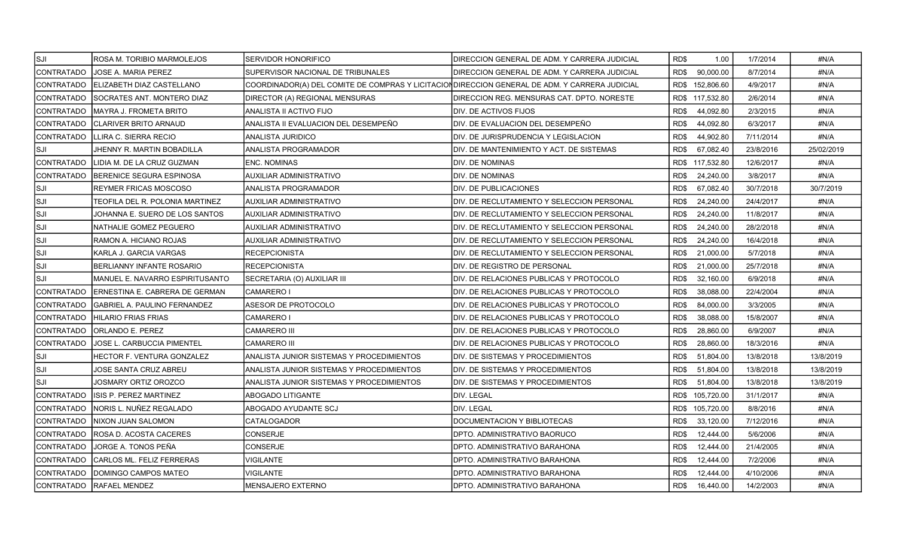| | | | | | | |
|---|---|---|---|---|---|---|
| SJI | ROSA M. TORIBIO MARMOLEJOS | SERVIDOR HONORIFICO | DIRECCION GENERAL DE ADM. Y CARRERA JUDICIAL | RD$ 1.00 | 1/7/2014 | #N/A |
| CONTRATADO | JOSE A. MARIA PEREZ | SUPERVISOR NACIONAL DE TRIBUNALES | DIRECCION GENERAL DE ADM. Y CARRERA JUDICIAL | RD$ 90,000.00 | 8/7/2014 | #N/A |
| CONTRATADO | ELIZABETH DIAZ CASTELLANO | COORDINADOR(A) DEL COMITE DE COMPRAS Y LICITACION | DIRECCION GENERAL DE ADM. Y CARRERA JUDICIAL | RD$ 152,806.60 | 4/9/2017 | #N/A |
| CONTRATADO | SOCRATES ANT. MONTERO DIAZ | DIRECTOR (A) REGIONAL MENSURAS | DIRECCION REG. MENSURAS CAT. DPTO. NORESTE | RD$ 117,532.80 | 2/6/2014 | #N/A |
| CONTRATADO | MAYRA J. FROMETA BRITO | ANALISTA II ACTIVO FIJO | DIV. DE ACTIVOS FIJOS | RD$ 44,092.80 | 2/3/2015 | #N/A |
| CONTRATADO | CLARIVER BRITO ARNAUD | ANALISTA II EVALUACION DEL DESEMPEÑO | DIV. DE EVALUACION DEL DESEMPEÑO | RD$ 44,092.80 | 6/3/2017 | #N/A |
| CONTRATADO | LLIRA C. SIERRA RECIO | ANALISTA JURIDICO | DIV. DE JURISPRUDENCIA Y LEGISLACION | RD$ 44,902.80 | 7/11/2014 | #N/A |
| SJI | JHENNY R. MARTIN BOBADILLA | ANALISTA PROGRAMADOR | DIV. DE MANTENIMIENTO Y ACT. DE SISTEMAS | RD$ 67,082.40 | 23/8/2016 | 25/02/2019 |
| CONTRATADO | LIDIA M. DE LA CRUZ GUZMAN | ENC. NOMINAS | DIV. DE NOMINAS | RD$ 117,532.80 | 12/6/2017 | #N/A |
| CONTRATADO | BERENICE SEGURA ESPINOSA | AUXILIAR ADMINISTRATIVO | DIV. DE NOMINAS | RD$ 24,240.00 | 3/8/2017 | #N/A |
| SJI | REYMER FRICAS MOSCOSO | ANALISTA PROGRAMADOR | DIV. DE PUBLICACIONES | RD$ 67,082.40 | 30/7/2018 | 30/7/2019 |
| SJI | TEOFILA DEL R. POLONIA MARTINEZ | AUXILIAR ADMINISTRATIVO | DIV. DE RECLUTAMIENTO Y SELECCION PERSONAL | RD$ 24,240.00 | 24/4/2017 | #N/A |
| SJI | JOHANNA E. SUERO DE LOS SANTOS | AUXILIAR ADMINISTRATIVO | DIV. DE RECLUTAMIENTO Y SELECCION PERSONAL | RD$ 24,240.00 | 11/8/2017 | #N/A |
| SJI | NATHALIE GOMEZ PEGUERO | AUXILIAR ADMINISTRATIVO | DIV. DE RECLUTAMIENTO Y SELECCION PERSONAL | RD$ 24,240.00 | 28/2/2018 | #N/A |
| SJI | RAMON A. HICIANO ROJAS | AUXILIAR ADMINISTRATIVO | DIV. DE RECLUTAMIENTO Y SELECCION PERSONAL | RD$ 24,240.00 | 16/4/2018 | #N/A |
| SJI | KARLA J. GARCIA VARGAS | RECEPCIONISTA | DIV. DE RECLUTAMIENTO Y SELECCION PERSONAL | RD$ 21,000.00 | 5/7/2018 | #N/A |
| SJI | BERLIANNY INFANTE ROSARIO | RECEPCIONISTA | DIV. DE REGISTRO DE PERSONAL | RD$ 21,000.00 | 25/7/2018 | #N/A |
| SJI | MANUEL E. NAVARRO ESPIRITUSANTO | SECRETARIA (O) AUXILIAR III | DIV. DE RELACIONES PUBLICAS Y PROTOCOLO | RD$ 32,160.00 | 6/9/2018 | #N/A |
| CONTRATADO | ERNESTINA E. CABRERA DE GERMAN | CAMARERO I | DIV. DE RELACIONES PUBLICAS Y PROTOCOLO | RD$ 38,088.00 | 22/4/2004 | #N/A |
| CONTRATADO | GABRIEL A. PAULINO FERNANDEZ | ASESOR DE PROTOCOLO | DIV. DE RELACIONES PUBLICAS Y PROTOCOLO | RD$ 84,000.00 | 3/3/2005 | #N/A |
| CONTRATADO | HILARIO FRIAS FRIAS | CAMARERO I | DIV. DE RELACIONES PUBLICAS Y PROTOCOLO | RD$ 38,088.00 | 15/8/2007 | #N/A |
| CONTRATADO | ORLANDO E. PEREZ | CAMARERO III | DIV. DE RELACIONES PUBLICAS Y PROTOCOLO | RD$ 28,860.00 | 6/9/2007 | #N/A |
| CONTRATADO | JOSE L. CARBUCCIA PIMENTEL | CAMARERO III | DIV. DE RELACIONES PUBLICAS Y PROTOCOLO | RD$ 28,860.00 | 18/3/2016 | #N/A |
| SJI | HECTOR F. VENTURA GONZALEZ | ANALISTA JUNIOR SISTEMAS Y PROCEDIMIENTOS | DIV. DE SISTEMAS Y PROCEDIMIENTOS | RD$ 51,804.00 | 13/8/2018 | 13/8/2019 |
| SJI | JOSE SANTA CRUZ ABREU | ANALISTA JUNIOR SISTEMAS Y PROCEDIMIENTOS | DIV. DE SISTEMAS Y PROCEDIMIENTOS | RD$ 51,804.00 | 13/8/2018 | 13/8/2019 |
| SJI | JOSMARY ORTIZ OROZCO | ANALISTA JUNIOR SISTEMAS Y PROCEDIMIENTOS | DIV. DE SISTEMAS Y PROCEDIMIENTOS | RD$ 51,804.00 | 13/8/2018 | 13/8/2019 |
| CONTRATADO | ISIS P. PEREZ MARTINEZ | ABOGADO LITIGANTE | DIV. LEGAL | RD$ 105,720.00 | 31/1/2017 | #N/A |
| CONTRATADO | NORIS L. NUÑEZ REGALADO | ABOGADO AYUDANTE SCJ | DIV. LEGAL | RD$ 105,720.00 | 8/8/2016 | #N/A |
| CONTRATADO | NIXON JUAN SALOMON | CATALOGADOR | DOCUMENTACION Y BIBLIOTECAS | RD$ 33,120.00 | 7/12/2016 | #N/A |
| CONTRATADO | ROSA D. ACOSTA CACERES | CONSERJE | DPTO. ADMINISTRATIVO BAORUCO | RD$ 12,444.00 | 5/6/2006 | #N/A |
| CONTRATADO | JORGE A. TONOS PEÑA | CONSERJE | DPTO. ADMINISTRATIVO BARAHONA | RD$ 12,444.00 | 21/4/2005 | #N/A |
| CONTRATADO | CARLOS ML. FELIZ FERRERAS | VIGILANTE | DPTO. ADMINISTRATIVO BARAHONA | RD$ 12,444.00 | 7/2/2006 | #N/A |
| CONTRATADO | DOMINGO CAMPOS MATEO | VIGILANTE | DPTO. ADMINISTRATIVO BARAHONA | RD$ 12,444.00 | 4/10/2006 | #N/A |
| CONTRATADO | RAFAEL MENDEZ | MENSAJERO EXTERNO | DPTO. ADMINISTRATIVO BARAHONA | RD$ 16,440.00 | 14/2/2003 | #N/A |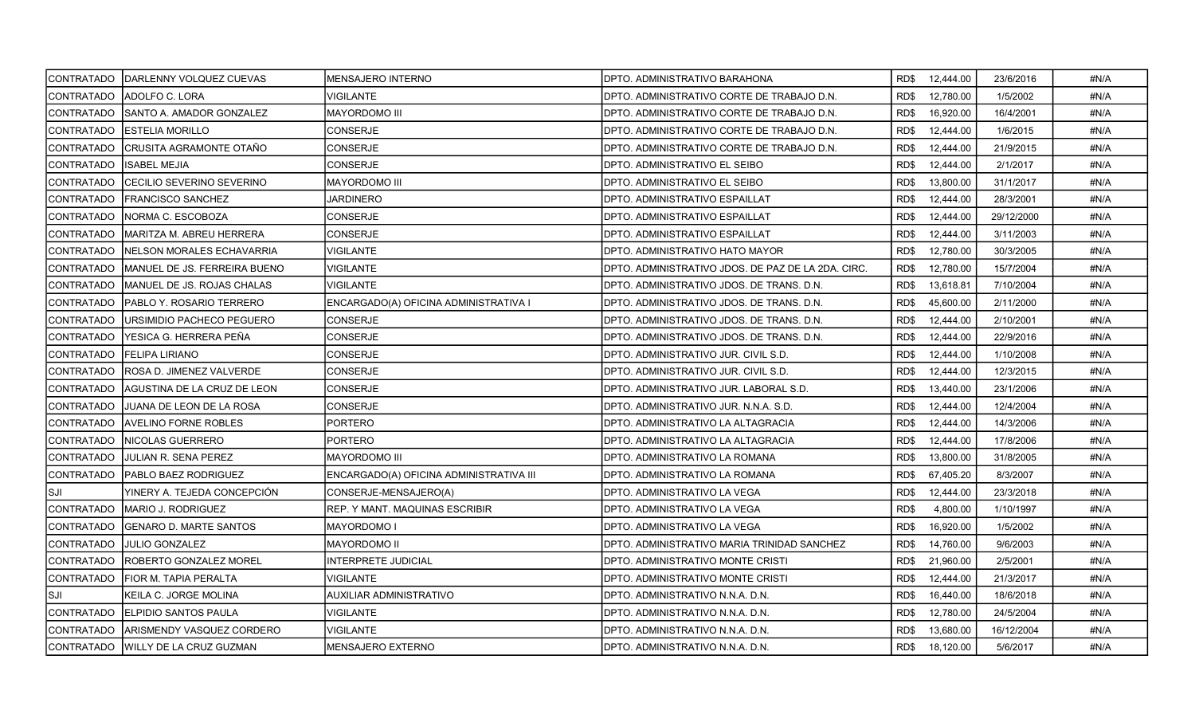| CONTRATADO | DARLENNY VOLQUEZ CUEVAS | MENSAJERO INTERNO | DPTO. ADMINISTRATIVO BARAHONA | RD$ | 12,444.00 | 23/6/2016 | #N/A |
|---|---|---|---|---|---|---|---|
| CONTRATADO | ADOLFO C. LORA | VIGILANTE | DPTO. ADMINISTRATIVO CORTE DE TRABAJO D.N. | RD$ | 12,780.00 | 1/5/2002 | #N/A |
| CONTRATADO | SANTO A. AMADOR GONZALEZ | MAYORDOMO III | DPTO. ADMINISTRATIVO CORTE DE TRABAJO D.N. | RD$ | 16,920.00 | 16/4/2001 | #N/A |
| CONTRATADO | ESTELIA MORILLO | CONSERJE | DPTO. ADMINISTRATIVO CORTE DE TRABAJO D.N. | RD$ | 12,444.00 | 1/6/2015 | #N/A |
| CONTRATADO | CRUSITA AGRAMONTE OTAÑO | CONSERJE | DPTO. ADMINISTRATIVO CORTE DE TRABAJO D.N. | RD$ | 12,444.00 | 21/9/2015 | #N/A |
| CONTRATADO | ISABEL MEJIA | CONSERJE | DPTO. ADMINISTRATIVO EL SEIBO | RD$ | 12,444.00 | 2/1/2017 | #N/A |
| CONTRATADO | CECILIO SEVERINO SEVERINO | MAYORDOMO III | DPTO. ADMINISTRATIVO EL SEIBO | RD$ | 13,800.00 | 31/1/2017 | #N/A |
| CONTRATADO | FRANCISCO SANCHEZ | JARDINERO | DPTO. ADMINISTRATIVO ESPAILLAT | RD$ | 12,444.00 | 28/3/2001 | #N/A |
| CONTRATADO | NORMA C. ESCOBOZA | CONSERJE | DPTO. ADMINISTRATIVO ESPAILLAT | RD$ | 12,444.00 | 29/12/2000 | #N/A |
| CONTRATADO | MARITZA M. ABREU HERRERA | CONSERJE | DPTO. ADMINISTRATIVO ESPAILLAT | RD$ | 12,444.00 | 3/11/2003 | #N/A |
| CONTRATADO | NELSON MORALES ECHAVARRIA | VIGILANTE | DPTO. ADMINISTRATIVO HATO MAYOR | RD$ | 12,780.00 | 30/3/2005 | #N/A |
| CONTRATADO | MANUEL DE JS. FERREIRA BUENO | VIGILANTE | DPTO. ADMINISTRATIVO JDOS. DE PAZ DE LA 2DA. CIRC. | RD$ | 12,780.00 | 15/7/2004 | #N/A |
| CONTRATADO | MANUEL DE JS. ROJAS CHALAS | VIGILANTE | DPTO. ADMINISTRATIVO JDOS. DE TRANS. D.N. | RD$ | 13,618.81 | 7/10/2004 | #N/A |
| CONTRATADO | PABLO Y. ROSARIO TERRERO | ENCARGADO(A) OFICINA ADMINISTRATIVA I | DPTO. ADMINISTRATIVO JDOS. DE TRANS. D.N. | RD$ | 45,600.00 | 2/11/2000 | #N/A |
| CONTRATADO | URSIMIDIO PACHECO PEGUERO | CONSERJE | DPTO. ADMINISTRATIVO JDOS. DE TRANS. D.N. | RD$ | 12,444.00 | 2/10/2001 | #N/A |
| CONTRATADO | YESICA G. HERRERA PEÑA | CONSERJE | DPTO. ADMINISTRATIVO JDOS. DE TRANS. D.N. | RD$ | 12,444.00 | 22/9/2016 | #N/A |
| CONTRATADO | FELIPA LIRIANO | CONSERJE | DPTO. ADMINISTRATIVO JUR. CIVIL S.D. | RD$ | 12,444.00 | 1/10/2008 | #N/A |
| CONTRATADO | ROSA D. JIMENEZ VALVERDE | CONSERJE | DPTO. ADMINISTRATIVO JUR. CIVIL S.D. | RD$ | 12,444.00 | 12/3/2015 | #N/A |
| CONTRATADO | AGUSTINA DE LA CRUZ DE LEON | CONSERJE | DPTO. ADMINISTRATIVO JUR. LABORAL S.D. | RD$ | 13,440.00 | 23/1/2006 | #N/A |
| CONTRATADO | JUANA DE LEON DE LA ROSA | CONSERJE | DPTO. ADMINISTRATIVO JUR. N.N.A. S.D. | RD$ | 12,444.00 | 12/4/2004 | #N/A |
| CONTRATADO | AVELINO FORNE ROBLES | PORTERO | DPTO. ADMINISTRATIVO LA ALTAGRACIA | RD$ | 12,444.00 | 14/3/2006 | #N/A |
| CONTRATADO | NICOLAS GUERRERO | PORTERO | DPTO. ADMINISTRATIVO LA ALTAGRACIA | RD$ | 12,444.00 | 17/8/2006 | #N/A |
| CONTRATADO | JULIAN R. SENA PEREZ | MAYORDOMO III | DPTO. ADMINISTRATIVO LA ROMANA | RD$ | 13,800.00 | 31/8/2005 | #N/A |
| CONTRATADO | PABLO BAEZ RODRIGUEZ | ENCARGADO(A) OFICINA ADMINISTRATIVA III | DPTO. ADMINISTRATIVO LA ROMANA | RD$ | 67,405.20 | 8/3/2007 | #N/A |
| SJI | YINERY A. TEJEDA CONCEPCIÓN | CONSERJE-MENSAJERO(A) | DPTO. ADMINISTRATIVO LA VEGA | RD$ | 12,444.00 | 23/3/2018 | #N/A |
| CONTRATADO | MARIO J. RODRIGUEZ | REP. Y MANT. MAQUINAS ESCRIBIR | DPTO. ADMINISTRATIVO LA VEGA | RD$ | 4,800.00 | 1/10/1997 | #N/A |
| CONTRATADO | GENARO D. MARTE SANTOS | MAYORDOMO I | DPTO. ADMINISTRATIVO LA VEGA | RD$ | 16,920.00 | 1/5/2002 | #N/A |
| CONTRATADO | JULIO GONZALEZ | MAYORDOMO II | DPTO. ADMINISTRATIVO MARIA TRINIDAD SANCHEZ | RD$ | 14,760.00 | 9/6/2003 | #N/A |
| CONTRATADO | ROBERTO GONZALEZ MOREL | INTERPRETE JUDICIAL | DPTO. ADMINISTRATIVO MONTE CRISTI | RD$ | 21,960.00 | 2/5/2001 | #N/A |
| CONTRATADO | FIOR M. TAPIA PERALTA | VIGILANTE | DPTO. ADMINISTRATIVO MONTE CRISTI | RD$ | 12,444.00 | 21/3/2017 | #N/A |
| SJI | KEILA C. JORGE MOLINA | AUXILIAR ADMINISTRATIVO | DPTO. ADMINISTRATIVO N.N.A. D.N. | RD$ | 16,440.00 | 18/6/2018 | #N/A |
| CONTRATADO | ELPIDIO SANTOS PAULA | VIGILANTE | DPTO. ADMINISTRATIVO N.N.A. D.N. | RD$ | 12,780.00 | 24/5/2004 | #N/A |
| CONTRATADO | ARISMENDY VASQUEZ CORDERO | VIGILANTE | DPTO. ADMINISTRATIVO N.N.A. D.N. | RD$ | 13,680.00 | 16/12/2004 | #N/A |
| CONTRATADO | WILLY DE LA CRUZ GUZMAN | MENSAJERO EXTERNO | DPTO. ADMINISTRATIVO N.N.A. D.N. | RD$ | 18,120.00 | 5/6/2017 | #N/A |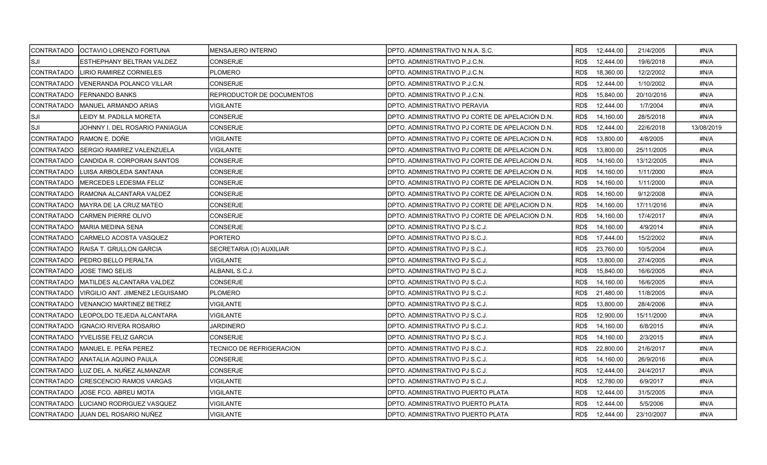| | | | | | | | |
|---|---|---|---|---|---|---|---|
| CONTRATADO | OCTAVIO LORENZO FORTUNA | MENSAJERO INTERNO | DPTO. ADMINISTRATIVO N.N.A. S.C. | RD$ | 12,444.00 | 21/4/2005 | #N/A |
| SJI | ESTHEPHANY BELTRAN VALDEZ | CONSERJE | DPTO. ADMINISTRATIVO P.J.C.N. | RD$ | 12,444.00 | 19/6/2018 | #N/A |
| CONTRATADO | LIRIO RAMIREZ CORNIELES | PLOMERO | DPTO. ADMINISTRATIVO P.J.C.N. | RD$ | 18,360.00 | 12/2/2002 | #N/A |
| CONTRATADO | VENERANDA POLANCO VILLAR | CONSERJE | DPTO. ADMINISTRATIVO P.J.C.N. | RD$ | 12,444.00 | 1/10/2002 | #N/A |
| CONTRATADO | FERNANDO BANKS | REPRODUCTOR DE DOCUMENTOS | DPTO. ADMINISTRATIVO P.J.C.N. | RD$ | 15,840.00 | 20/10/2016 | #N/A |
| CONTRATADO | MANUEL ARMANDO ARIAS | VIGILANTE | DPTO. ADMINISTRATIVO PERAVIA | RD$ | 12,444.00 | 1/7/2004 | #N/A |
| SJI | LEIDY M. PADILLA MORETA | CONSERJE | DPTO. ADMINISTRATIVO PJ CORTE DE APELACION D.N. | RD$ | 14,160.00 | 28/5/2018 | #N/A |
| SJI | JOHNNY I. DEL ROSARIO PANIAGUA | CONSERJE | DPTO. ADMINISTRATIVO PJ CORTE DE APELACION D.N. | RD$ | 12,444.00 | 22/6/2018 | 13/08/2019 |
| CONTRATADO | RAMON E. DOÑE | VIGILANTE | DPTO. ADMINISTRATIVO PJ CORTE DE APELACION D.N. | RD$ | 13,800.00 | 4/8/2005 | #N/A |
| CONTRATADO | SERGIO RAMIREZ VALENZUELA | VIGILANTE | DPTO. ADMINISTRATIVO PJ CORTE DE APELACION D.N. | RD$ | 13,800.00 | 25/11/2005 | #N/A |
| CONTRATADO | CANDIDA R. CORPORAN SANTOS | CONSERJE | DPTO. ADMINISTRATIVO PJ CORTE DE APELACION D.N. | RD$ | 14,160.00 | 13/12/2005 | #N/A |
| CONTRATADO | LUISA ARBOLEDA SANTANA | CONSERJE | DPTO. ADMINISTRATIVO PJ CORTE DE APELACION D.N. | RD$ | 14,160.00 | 1/11/2000 | #N/A |
| CONTRATADO | MERCEDES LEDESMA FELIZ | CONSERJE | DPTO. ADMINISTRATIVO PJ CORTE DE APELACION D.N. | RD$ | 14,160.00 | 1/11/2000 | #N/A |
| CONTRATADO | RAMONA ALCANTARA VALDEZ | CONSERJE | DPTO. ADMINISTRATIVO PJ CORTE DE APELACION D.N. | RD$ | 14,160.00 | 9/12/2008 | #N/A |
| CONTRATADO | MAYRA DE LA CRUZ MATEO | CONSERJE | DPTO. ADMINISTRATIVO PJ CORTE DE APELACION D.N. | RD$ | 14,160.00 | 17/11/2016 | #N/A |
| CONTRATADO | CARMEN PIERRE OLIVO | CONSERJE | DPTO. ADMINISTRATIVO PJ CORTE DE APELACION D.N. | RD$ | 14,160.00 | 17/4/2017 | #N/A |
| CONTRATADO | MARIA MEDINA SENA | CONSERJE | DPTO. ADMINISTRATIVO PJ S.C.J. | RD$ | 14,160.00 | 4/9/2014 | #N/A |
| CONTRATADO | CARMELO ACOSTA VASQUEZ | PORTERO | DPTO. ADMINISTRATIVO PJ S.C.J. | RD$ | 17,444.00 | 15/2/2002 | #N/A |
| CONTRATADO | RAISA T. GRULLON GARCIA | SECRETARIA (O) AUXILIAR | DPTO. ADMINISTRATIVO PJ S.C.J. | RD$ | 23,760.00 | 10/5/2004 | #N/A |
| CONTRATADO | PEDRO BELLO PERALTA | VIGILANTE | DPTO. ADMINISTRATIVO PJ S.C.J. | RD$ | 13,800.00 | 27/4/2005 | #N/A |
| CONTRATADO | JOSE TIMO SELIS | ALBANIL S.C.J. | DPTO. ADMINISTRATIVO PJ S.C.J. | RD$ | 15,840.00 | 16/6/2005 | #N/A |
| CONTRATADO | MATILDES ALCANTARA VALDEZ | CONSERJE | DPTO. ADMINISTRATIVO PJ S.C.J. | RD$ | 14,160.00 | 16/6/2005 | #N/A |
| CONTRATADO | VIRGILIO ANT. JIMENEZ LEGUISAMO | PLOMERO | DPTO. ADMINISTRATIVO PJ S.C.J. | RD$ | 21,480.00 | 11/8/2005 | #N/A |
| CONTRATADO | VENANCIO MARTINEZ BETREZ | VIGILANTE | DPTO. ADMINISTRATIVO PJ S.C.J. | RD$ | 13,800.00 | 28/4/2006 | #N/A |
| CONTRATADO | LEOPOLDO TEJEDA ALCANTARA | VIGILANTE | DPTO. ADMINISTRATIVO PJ S.C.J. | RD$ | 12,900.00 | 15/11/2000 | #N/A |
| CONTRATADO | IGNACIO RIVERA ROSARIO | JARDINERO | DPTO. ADMINISTRATIVO PJ S.C.J. | RD$ | 14,160.00 | 6/8/2015 | #N/A |
| CONTRATADO | YVELISSE FELIZ GARCIA | CONSERJE | DPTO. ADMINISTRATIVO PJ S.C.J. | RD$ | 14,160.00 | 2/3/2015 | #N/A |
| CONTRATADO | MANUEL E. PEÑA PEREZ | TECNICO DE REFRIGERACION | DPTO. ADMINISTRATIVO PJ S.C.J. | RD$ | 22,800.00 | 21/6/2017 | #N/A |
| CONTRATADO | ANATALIA AQUINO PAULA | CONSERJE | DPTO. ADMINISTRATIVO PJ S.C.J. | RD$ | 14,160.00 | 26/9/2016 | #N/A |
| CONTRATADO | LUZ DEL A. NUÑEZ ALMANZAR | CONSERJE | DPTO. ADMINISTRATIVO PJ S.C.J. | RD$ | 12,444.00 | 24/4/2017 | #N/A |
| CONTRATADO | CRESCENCIO RAMOS VARGAS | VIGILANTE | DPTO. ADMINISTRATIVO PJ S.C.J. | RD$ | 12,780.00 | 6/9/2017 | #N/A |
| CONTRATADO | JOSE FCO. ABREU MOTA | VIGILANTE | DPTO. ADMINISTRATIVO PUERTO PLATA | RD$ | 12,444.00 | 31/5/2005 | #N/A |
| CONTRATADO | LUCIANO RODRIGUEZ VASQUEZ | VIGILANTE | DPTO. ADMINISTRATIVO PUERTO PLATA | RD$ | 12,444.00 | 5/5/2006 | #N/A |
| CONTRATADO | JUAN DEL ROSARIO NUÑEZ | VIGILANTE | DPTO. ADMINISTRATIVO PUERTO PLATA | RD$ | 12,444.00 | 23/10/2007 | #N/A |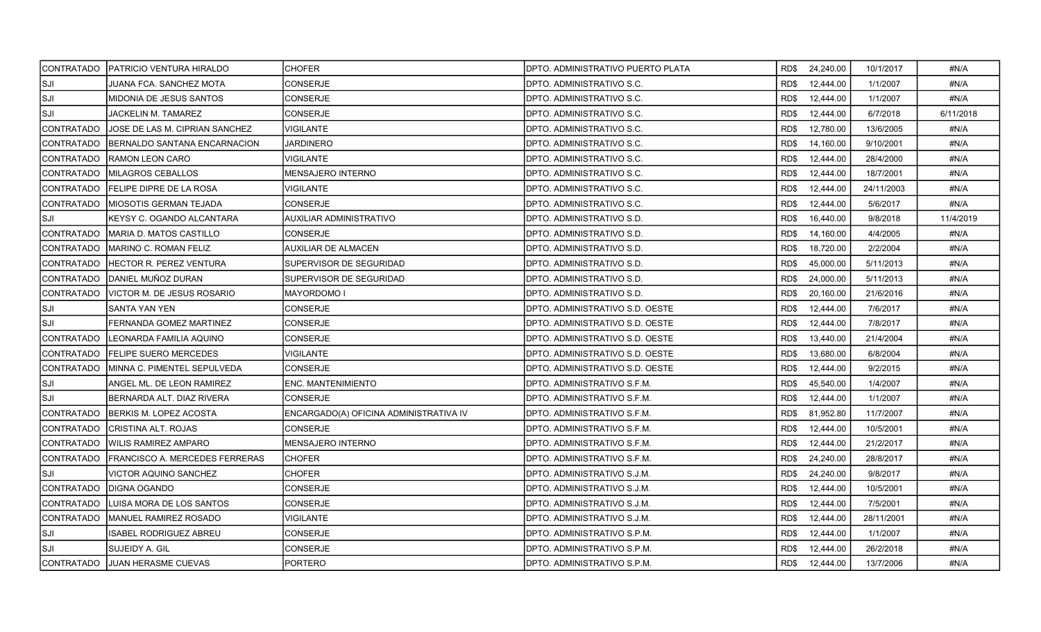| | | | | | | | |
|---|---|---|---|---|---|---|---|
| CONTRATADO | PATRICIO VENTURA HIRALDO | CHOFER | DPTO. ADMINISTRATIVO PUERTO PLATA | RD$ | 24,240.00 | 10/1/2017 | #N/A |
| SJI | JUANA FCA. SANCHEZ MOTA | CONSERJE | DPTO. ADMINISTRATIVO S.C. | RD$ | 12,444.00 | 1/1/2007 | #N/A |
| SJI | MIDONIA DE JESUS SANTOS | CONSERJE | DPTO. ADMINISTRATIVO S.C. | RD$ | 12,444.00 | 1/1/2007 | #N/A |
| SJI | JACKELIN M. TAMAREZ | CONSERJE | DPTO. ADMINISTRATIVO S.C. | RD$ | 12,444.00 | 6/7/2018 | 6/11/2018 |
| CONTRATADO | JOSE DE LAS M. CIPRIAN SANCHEZ | VIGILANTE | DPTO. ADMINISTRATIVO S.C. | RD$ | 12,780.00 | 13/6/2005 | #N/A |
| CONTRATADO | BERNALDO SANTANA ENCARNACION | JARDINERO | DPTO. ADMINISTRATIVO S.C. | RD$ | 14,160.00 | 9/10/2001 | #N/A |
| CONTRATADO | RAMON LEON CARO | VIGILANTE | DPTO. ADMINISTRATIVO S.C. | RD$ | 12,444.00 | 28/4/2000 | #N/A |
| CONTRATADO | MILAGROS CEBALLOS | MENSAJERO INTERNO | DPTO. ADMINISTRATIVO S.C. | RD$ | 12,444.00 | 18/7/2001 | #N/A |
| CONTRATADO | FELIPE DIPRE DE LA ROSA | VIGILANTE | DPTO. ADMINISTRATIVO S.C. | RD$ | 12,444.00 | 24/11/2003 | #N/A |
| CONTRATADO | MIOSOTIS GERMAN TEJADA | CONSERJE | DPTO. ADMINISTRATIVO S.C. | RD$ | 12,444.00 | 5/6/2017 | #N/A |
| SJI | KEYSY C. OGANDO ALCANTARA | AUXILIAR ADMINISTRATIVO | DPTO. ADMINISTRATIVO S.D. | RD$ | 16,440.00 | 9/8/2018 | 11/4/2019 |
| CONTRATADO | MARIA D. MATOS CASTILLO | CONSERJE | DPTO. ADMINISTRATIVO S.D. | RD$ | 14,160.00 | 4/4/2005 | #N/A |
| CONTRATADO | MARINO C. ROMAN FELIZ | AUXILIAR DE ALMACEN | DPTO. ADMINISTRATIVO S.D. | RD$ | 18,720.00 | 2/2/2004 | #N/A |
| CONTRATADO | HECTOR R. PEREZ VENTURA | SUPERVISOR DE SEGURIDAD | DPTO. ADMINISTRATIVO S.D. | RD$ | 45,000.00 | 5/11/2013 | #N/A |
| CONTRATADO | DANIEL MUÑOZ DURAN | SUPERVISOR DE SEGURIDAD | DPTO. ADMINISTRATIVO S.D. | RD$ | 24,000.00 | 5/11/2013 | #N/A |
| CONTRATADO | VICTOR M. DE JESUS ROSARIO | MAYORDOMO I | DPTO. ADMINISTRATIVO S.D. | RD$ | 20,160.00 | 21/6/2016 | #N/A |
| SJI | SANTA YAN YEN | CONSERJE | DPTO. ADMINISTRATIVO S.D. OESTE | RD$ | 12,444.00 | 7/6/2017 | #N/A |
| SJI | FERNANDA GOMEZ MARTINEZ | CONSERJE | DPTO. ADMINISTRATIVO S.D. OESTE | RD$ | 12,444.00 | 7/8/2017 | #N/A |
| CONTRATADO | LEONARDA FAMILIA AQUINO | CONSERJE | DPTO. ADMINISTRATIVO S.D. OESTE | RD$ | 13,440.00 | 21/4/2004 | #N/A |
| CONTRATADO | FELIPE SUERO MERCEDES | VIGILANTE | DPTO. ADMINISTRATIVO S.D. OESTE | RD$ | 13,680.00 | 6/8/2004 | #N/A |
| CONTRATADO | MINNA C. PIMENTEL SEPULVEDA | CONSERJE | DPTO. ADMINISTRATIVO S.D. OESTE | RD$ | 12,444.00 | 9/2/2015 | #N/A |
| SJI | ANGEL ML. DE LEON RAMIREZ | ENC. MANTENIMIENTO | DPTO. ADMINISTRATIVO S.F.M. | RD$ | 45,540.00 | 1/4/2007 | #N/A |
| SJI | BERNARDA ALT. DIAZ RIVERA | CONSERJE | DPTO. ADMINISTRATIVO S.F.M. | RD$ | 12,444.00 | 1/1/2007 | #N/A |
| CONTRATADO | BERKIS M. LOPEZ ACOSTA | ENCARGADO(A) OFICINA ADMINISTRATIVA IV | DPTO. ADMINISTRATIVO S.F.M. | RD$ | 81,952.80 | 11/7/2007 | #N/A |
| CONTRATADO | CRISTINA ALT. ROJAS | CONSERJE | DPTO. ADMINISTRATIVO S.F.M. | RD$ | 12,444.00 | 10/5/2001 | #N/A |
| CONTRATADO | WILIS RAMIREZ AMPARO | MENSAJERO INTERNO | DPTO. ADMINISTRATIVO S.F.M. | RD$ | 12,444.00 | 21/2/2017 | #N/A |
| CONTRATADO | FRANCISCO A. MERCEDES FERRERAS | CHOFER | DPTO. ADMINISTRATIVO S.F.M. | RD$ | 24,240.00 | 28/8/2017 | #N/A |
| SJI | VICTOR AQUINO SANCHEZ | CHOFER | DPTO. ADMINISTRATIVO S.J.M. | RD$ | 24,240.00 | 9/8/2017 | #N/A |
| CONTRATADO | DIGNA OGANDO | CONSERJE | DPTO. ADMINISTRATIVO S.J.M. | RD$ | 12,444.00 | 10/5/2001 | #N/A |
| CONTRATADO | LUISA MORA DE LOS SANTOS | CONSERJE | DPTO. ADMINISTRATIVO S.J.M. | RD$ | 12,444.00 | 7/5/2001 | #N/A |
| CONTRATADO | MANUEL RAMIREZ ROSADO | VIGILANTE | DPTO. ADMINISTRATIVO S.J.M. | RD$ | 12,444.00 | 28/11/2001 | #N/A |
| SJI | ISABEL RODRIGUEZ ABREU | CONSERJE | DPTO. ADMINISTRATIVO S.P.M. | RD$ | 12,444.00 | 1/1/2007 | #N/A |
| SJI | SUJEIDY A. GIL | CONSERJE | DPTO. ADMINISTRATIVO S.P.M. | RD$ | 12,444.00 | 26/2/2018 | #N/A |
| CONTRATADO | JUAN HERASME CUEVAS | PORTERO | DPTO. ADMINISTRATIVO S.P.M. | RD$ | 12,444.00 | 13/7/2006 | #N/A |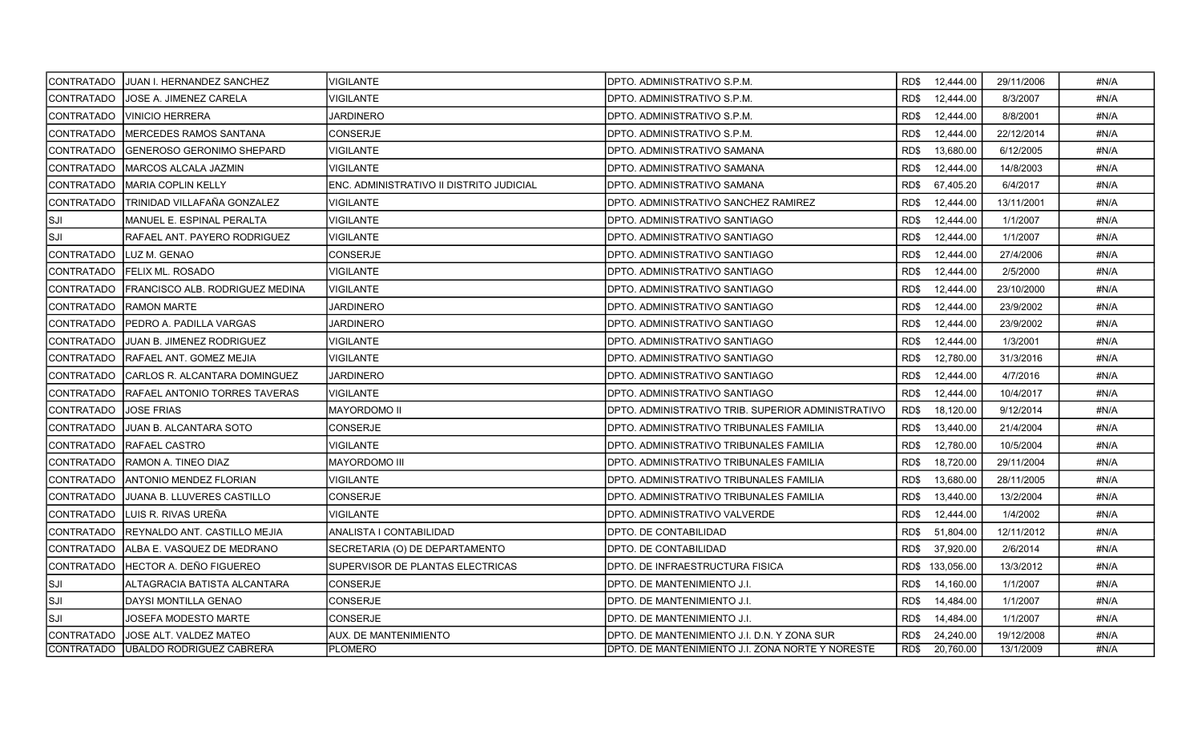| | | | | | | |
|---|---|---|---|---|---|---|
| CONTRATADO | JUAN I. HERNANDEZ SANCHEZ | VIGILANTE | DPTO. ADMINISTRATIVO S.P.M. | RD$ 12,444.00 | 29/11/2006 | #N/A |
| CONTRATADO | JOSE A. JIMENEZ CARELA | VIGILANTE | DPTO. ADMINISTRATIVO S.P.M. | RD$ 12,444.00 | 8/3/2007 | #N/A |
| CONTRATADO | VINICIO HERRERA | JARDINERO | DPTO. ADMINISTRATIVO S.P.M. | RD$ 12,444.00 | 8/8/2001 | #N/A |
| CONTRATADO | MERCEDES RAMOS SANTANA | CONSERJE | DPTO. ADMINISTRATIVO S.P.M. | RD$ 12,444.00 | 22/12/2014 | #N/A |
| CONTRATADO | GENEROSO GERONIMO SHEPARD | VIGILANTE | DPTO. ADMINISTRATIVO SAMANA | RD$ 13,680.00 | 6/12/2005 | #N/A |
| CONTRATADO | MARCOS ALCALA JAZMIN | VIGILANTE | DPTO. ADMINISTRATIVO SAMANA | RD$ 12,444.00 | 14/8/2003 | #N/A |
| CONTRATADO | MARIA COPLIN KELLY | ENC. ADMINISTRATIVO II DISTRITO JUDICIAL | DPTO. ADMINISTRATIVO SAMANA | RD$ 67,405.20 | 6/4/2017 | #N/A |
| CONTRATADO | TRINIDAD VILLAFAÑA GONZALEZ | VIGILANTE | DPTO. ADMINISTRATIVO SANCHEZ RAMIREZ | RD$ 12,444.00 | 13/11/2001 | #N/A |
| SJI | MANUEL E. ESPINAL PERALTA | VIGILANTE | DPTO. ADMINISTRATIVO SANTIAGO | RD$ 12,444.00 | 1/1/2007 | #N/A |
| SJI | RAFAEL ANT. PAYERO RODRIGUEZ | VIGILANTE | DPTO. ADMINISTRATIVO SANTIAGO | RD$ 12,444.00 | 1/1/2007 | #N/A |
| CONTRATADO | LUZ M. GENAO | CONSERJE | DPTO. ADMINISTRATIVO SANTIAGO | RD$ 12,444.00 | 27/4/2006 | #N/A |
| CONTRATADO | FELIX ML. ROSADO | VIGILANTE | DPTO. ADMINISTRATIVO SANTIAGO | RD$ 12,444.00 | 2/5/2000 | #N/A |
| CONTRATADO | FRANCISCO ALB. RODRIGUEZ MEDINA | VIGILANTE | DPTO. ADMINISTRATIVO SANTIAGO | RD$ 12,444.00 | 23/10/2000 | #N/A |
| CONTRATADO | RAMON MARTE | JARDINERO | DPTO. ADMINISTRATIVO SANTIAGO | RD$ 12,444.00 | 23/9/2002 | #N/A |
| CONTRATADO | PEDRO A. PADILLA VARGAS | JARDINERO | DPTO. ADMINISTRATIVO SANTIAGO | RD$ 12,444.00 | 23/9/2002 | #N/A |
| CONTRATADO | JUAN B. JIMENEZ RODRIGUEZ | VIGILANTE | DPTO. ADMINISTRATIVO SANTIAGO | RD$ 12,444.00 | 1/3/2001 | #N/A |
| CONTRATADO | RAFAEL ANT. GOMEZ MEJIA | VIGILANTE | DPTO. ADMINISTRATIVO SANTIAGO | RD$ 12,780.00 | 31/3/2016 | #N/A |
| CONTRATADO | CARLOS R. ALCANTARA DOMINGUEZ | JARDINERO | DPTO. ADMINISTRATIVO SANTIAGO | RD$ 12,444.00 | 4/7/2016 | #N/A |
| CONTRATADO | RAFAEL ANTONIO TORRES TAVERAS | VIGILANTE | DPTO. ADMINISTRATIVO SANTIAGO | RD$ 12,444.00 | 10/4/2017 | #N/A |
| CONTRATADO | JOSE FRIAS | MAYORDOMO II | DPTO. ADMINISTRATIVO TRIB. SUPERIOR ADMINISTRATIVO | RD$ 18,120.00 | 9/12/2014 | #N/A |
| CONTRATADO | JUAN B. ALCANTARA SOTO | CONSERJE | DPTO. ADMINISTRATIVO TRIBUNALES FAMILIA | RD$ 13,440.00 | 21/4/2004 | #N/A |
| CONTRATADO | RAFAEL CASTRO | VIGILANTE | DPTO. ADMINISTRATIVO TRIBUNALES FAMILIA | RD$ 12,780.00 | 10/5/2004 | #N/A |
| CONTRATADO | RAMON A. TINEO DIAZ | MAYORDOMO III | DPTO. ADMINISTRATIVO TRIBUNALES FAMILIA | RD$ 18,720.00 | 29/11/2004 | #N/A |
| CONTRATADO | ANTONIO MENDEZ FLORIAN | VIGILANTE | DPTO. ADMINISTRATIVO TRIBUNALES FAMILIA | RD$ 13,680.00 | 28/11/2005 | #N/A |
| CONTRATADO | JUANA B. LLUVERES CASTILLO | CONSERJE | DPTO. ADMINISTRATIVO TRIBUNALES FAMILIA | RD$ 13,440.00 | 13/2/2004 | #N/A |
| CONTRATADO | LUIS R. RIVAS UREÑA | VIGILANTE | DPTO. ADMINISTRATIVO VALVERDE | RD$ 12,444.00 | 1/4/2002 | #N/A |
| CONTRATADO | REYNALDO ANT. CASTILLO MEJIA | ANALISTA I CONTABILIDAD | DPTO. DE CONTABILIDAD | RD$ 51,804.00 | 12/11/2012 | #N/A |
| CONTRATADO | ALBA E. VASQUEZ DE MEDRANO | SECRETARIA (O) DE DEPARTAMENTO | DPTO. DE CONTABILIDAD | RD$ 37,920.00 | 2/6/2014 | #N/A |
| CONTRATADO | HECTOR A. DEÑO FIGUEREO | SUPERVISOR DE PLANTAS ELECTRICAS | DPTO. DE INFRAESTRUCTURA FISICA | RD$ 133,056.00 | 13/3/2012 | #N/A |
| SJI | ALTAGRACIA BATISTA ALCANTARA | CONSERJE | DPTO. DE MANTENIMIENTO J.I. | RD$ 14,160.00 | 1/1/2007 | #N/A |
| SJI | DAYSI MONTILLA GENAO | CONSERJE | DPTO. DE MANTENIMIENTO J.I. | RD$ 14,484.00 | 1/1/2007 | #N/A |
| SJI | JOSEFA MODESTO MARTE | CONSERJE | DPTO. DE MANTENIMIENTO J.I. | RD$ 14,484.00 | 1/1/2007 | #N/A |
| CONTRATADO | JOSE ALT. VALDEZ MATEO | AUX. DE MANTENIMIENTO | DPTO. DE MANTENIMIENTO J.I. D.N. Y ZONA SUR | RD$ 24,240.00 | 19/12/2008 | #N/A |
| CONTRATADO | UBALDO RODRIGUEZ CABRERA | PLOMERO | DPTO. DE MANTENIMIENTO J.I. ZONA NORTE Y NORESTE | RD$ 20,760.00 | 13/1/2009 | #N/A |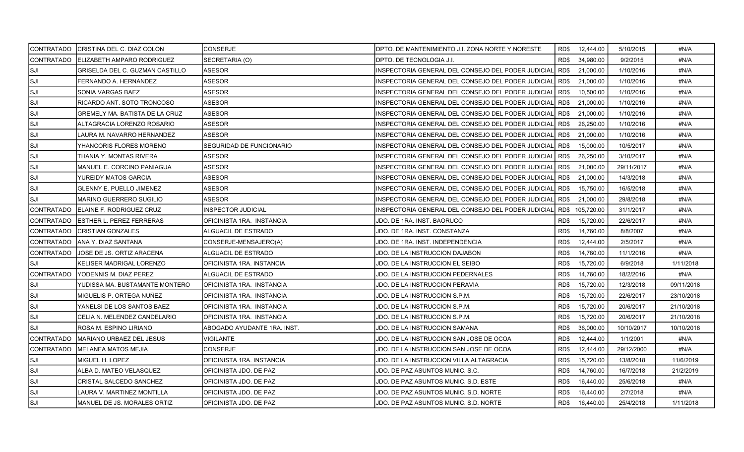| | | | | | | |
|---|---|---|---|---|---|---|
| CONTRATADO | CRISTINA DEL C. DIAZ COLON | CONSERJE | DPTO. DE MANTENIMIENTO J.I. ZONA NORTE Y NORESTE | RD$ 12,444.00 | 5/10/2015 | #N/A |
| CONTRATADO | ELIZABETH AMPARO RODRIGUEZ | SECRETARIA (O) | DPTO. DE TECNOLOGIA J.I. | RD$ 34,980.00 | 9/2/2015 | #N/A |
| SJI | GRISELDA DEL C. GUZMAN CASTILLO | ASESOR | INSPECTORIA GENERAL DEL CONSEJO DEL PODER JUDICIAL | RD$ 21,000.00 | 1/10/2016 | #N/A |
| SJI | FERNANDO A. HERNANDEZ | ASESOR | INSPECTORIA GENERAL DEL CONSEJO DEL PODER JUDICIAL | RD$ 21,000.00 | 1/10/2016 | #N/A |
| SJI | SONIA VARGAS BAEZ | ASESOR | INSPECTORIA GENERAL DEL CONSEJO DEL PODER JUDICIAL | RD$ 10,500.00 | 1/10/2016 | #N/A |
| SJI | RICARDO ANT. SOTO TRONCOSO | ASESOR | INSPECTORIA GENERAL DEL CONSEJO DEL PODER JUDICIAL | RD$ 21,000.00 | 1/10/2016 | #N/A |
| SJI | GREMELY MA. BATISTA DE LA CRUZ | ASESOR | INSPECTORIA GENERAL DEL CONSEJO DEL PODER JUDICIAL | RD$ 21,000.00 | 1/10/2016 | #N/A |
| SJI | ALTAGRACIA LORENZO ROSARIO | ASESOR | INSPECTORIA GENERAL DEL CONSEJO DEL PODER JUDICIAL | RD$ 26,250.00 | 1/10/2016 | #N/A |
| SJI | LAURA M. NAVARRO HERNANDEZ | ASESOR | INSPECTORIA GENERAL DEL CONSEJO DEL PODER JUDICIAL | RD$ 21,000.00 | 1/10/2016 | #N/A |
| SJI | YHANCORIS FLORES MORENO | SEGURIDAD DE FUNCIONARIO | INSPECTORIA GENERAL DEL CONSEJO DEL PODER JUDICIAL | RD$ 15,000.00 | 10/5/2017 | #N/A |
| SJI | THANIA Y. MONTAS RIVERA | ASESOR | INSPECTORIA GENERAL DEL CONSEJO DEL PODER JUDICIAL | RD$ 26,250.00 | 3/10/2017 | #N/A |
| SJI | MANUEL E. CORCINO PANIAGUA | ASESOR | INSPECTORIA GENERAL DEL CONSEJO DEL PODER JUDICIAL | RD$ 21,000.00 | 29/11/2017 | #N/A |
| SJI | YUREIDY MATOS GARCIA | ASESOR | INSPECTORIA GENERAL DEL CONSEJO DEL PODER JUDICIAL | RD$ 21,000.00 | 14/3/2018 | #N/A |
| SJI | GLENNY E. PUELLO JIMENEZ | ASESOR | INSPECTORIA GENERAL DEL CONSEJO DEL PODER JUDICIAL | RD$ 15,750.00 | 16/5/2018 | #N/A |
| SJI | MARINO GUERRERO SUGILIO | ASESOR | INSPECTORIA GENERAL DEL CONSEJO DEL PODER JUDICIAL | RD$ 21,000.00 | 29/8/2018 | #N/A |
| CONTRATADO | ELAINE F. RODRIGUEZ CRUZ | INSPECTOR JUDICIAL | INSPECTORIA GENERAL DEL CONSEJO DEL PODER JUDICIAL | RD$ 105,720.00 | 31/1/2017 | #N/A |
| CONTRATADO | ESTHER L. PEREZ FERRERAS | OFICINISTA 1RA. INSTANCIA | JDO. DE 1RA. INST. BAORUCO | RD$ 15,720.00 | 22/6/2017 | #N/A |
| CONTRATADO | CRISTIAN GONZALES | ALGUACIL DE ESTRADO | JDO. DE 1RA. INST. CONSTANZA | RD$ 14,760.00 | 8/8/2007 | #N/A |
| CONTRATADO | ANA Y. DIAZ SANTANA | CONSERJE-MENSAJERO(A) | JDO. DE 1RA. INST. INDEPENDENCIA | RD$ 12,444.00 | 2/5/2017 | #N/A |
| CONTRATADO | JOSE DE JS. ORTIZ ARACENA | ALGUACIL DE ESTRADO | JDO. DE LA INSTRUCCION DAJABON | RD$ 14,760.00 | 11/1/2016 | #N/A |
| SJI | KELISER MADRIGAL LORENZO | OFICINISTA 1RA. INSTANCIA | JDO. DE LA INSTRUCCION EL SEIBO | RD$ 15,720.00 | 6/9/2018 | 1/11/2018 |
| CONTRATADO | YODENNIS M. DIAZ PEREZ | ALGUACIL DE ESTRADO | JDO. DE LA INSTRUCCION PEDERNALES | RD$ 14,760.00 | 18/2/2016 | #N/A |
| SJI | YUDISSA MA. BUSTAMANTE MONTERO | OFICINISTA 1RA. INSTANCIA | JDO. DE LA INSTRUCCION PERAVIA | RD$ 15,720.00 | 12/3/2018 | 09/11/2018 |
| SJI | MIGUELIS P. ORTEGA NUÑEZ | OFICINISTA 1RA. INSTANCIA | JDO. DE LA INSTRUCCION S.P.M. | RD$ 15,720.00 | 22/6/2017 | 23/10/2018 |
| SJI | YANELSI DE LOS SANTOS BAEZ | OFICINISTA 1RA. INSTANCIA | JDO. DE LA INSTRUCCION S.P.M. | RD$ 15,720.00 | 20/6/2017 | 21/10/2018 |
| SJI | CELIA N. MELENDEZ CANDELARIO | OFICINISTA 1RA. INSTANCIA | JDO. DE LA INSTRUCCION S.P.M. | RD$ 15,720.00 | 20/6/2017 | 21/10/2018 |
| SJI | ROSA M. ESPINO LIRIANO | ABOGADO AYUDANTE 1RA. INST. | JDO. DE LA INSTRUCCION SAMANA | RD$ 36,000.00 | 10/10/2017 | 10/10/2018 |
| CONTRATADO | MARIANO URBAEZ DEL JESUS | VIGILANTE | JDO. DE LA INSTRUCCION SAN JOSE DE OCOA | RD$ 12,444.00 | 1/1/2001 | #N/A |
| CONTRATADO | MELANEA MATOS MEJIA | CONSERJE | JDO. DE LA INSTRUCCION SAN JOSE DE OCOA | RD$ 12,444.00 | 29/12/2000 | #N/A |
| SJI | MIGUEL H. LOPEZ | OFICINISTA 1RA. INSTANCIA | JDO. DE LA INSTRUCCION VILLA ALTAGRACIA | RD$ 15,720.00 | 13/8/2018 | 11/6/2019 |
| SJI | ALBA D. MATEO VELASQUEZ | OFICINISTA JDO. DE PAZ | JDO. DE PAZ ASUNTOS MUNIC. S.C. | RD$ 14,760.00 | 16/7/2018 | 21/2/2019 |
| SJI | CRISTAL SALCEDO SANCHEZ | OFICINISTA JDO. DE PAZ | JDO. DE PAZ ASUNTOS MUNIC. S.D. ESTE | RD$ 16,440.00 | 25/6/2018 | #N/A |
| SJI | LAURA V. MARTINEZ MONTILLA | OFICINISTA JDO. DE PAZ | JDO. DE PAZ ASUNTOS MUNIC. S.D. NORTE | RD$ 16,440.00 | 2/7/2018 | #N/A |
| SJI | MANUEL DE JS. MORALES ORTIZ | OFICINISTA JDO. DE PAZ | JDO. DE PAZ ASUNTOS MUNIC. S.D. NORTE | RD$ 16,440.00 | 25/4/2018 | 1/11/2018 |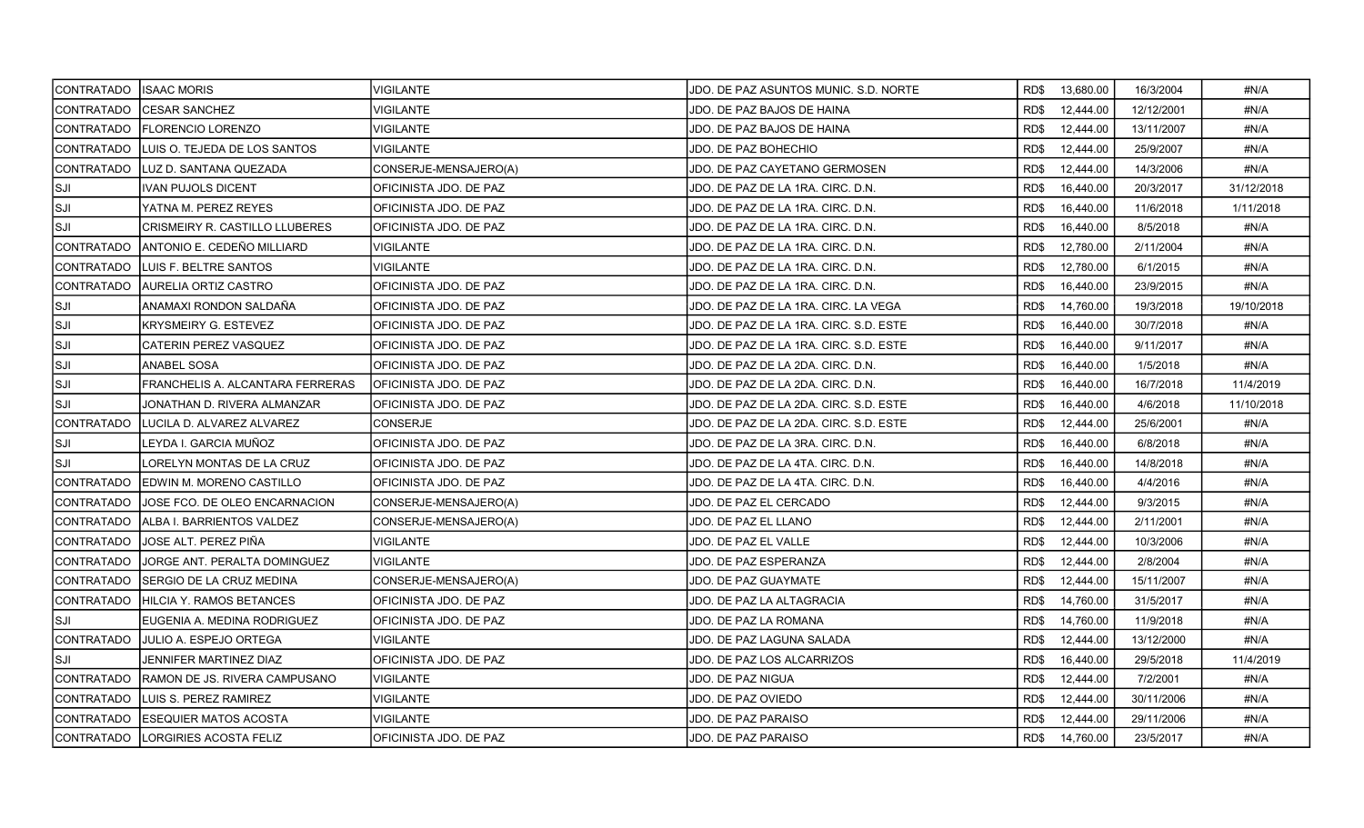| | | | | | | | |
|---|---|---|---|---|---|---|---|
| CONTRATADO | ISAAC MORIS | VIGILANTE | JDO. DE PAZ ASUNTOS MUNIC. S.D. NORTE | RD$ | 13,680.00 | 16/3/2004 | #N/A |
| CONTRATADO | CESAR SANCHEZ | VIGILANTE | JDO. DE PAZ BAJOS DE HAINA | RD$ | 12,444.00 | 12/12/2001 | #N/A |
| CONTRATADO | FLORENCIO LORENZO | VIGILANTE | JDO. DE PAZ BAJOS DE HAINA | RD$ | 12,444.00 | 13/11/2007 | #N/A |
| CONTRATADO | LUIS O. TEJEDA DE LOS SANTOS | VIGILANTE | JDO. DE PAZ BOHECHIO | RD$ | 12,444.00 | 25/9/2007 | #N/A |
| CONTRATADO | LUZ D. SANTANA QUEZADA | CONSERJE-MENSAJERO(A) | JDO. DE PAZ CAYETANO GERMOSEN | RD$ | 12,444.00 | 14/3/2006 | #N/A |
| SJI | IVAN PUJOLS DICENT | OFICINISTA JDO. DE PAZ | JDO. DE PAZ DE LA 1RA. CIRC. D.N. | RD$ | 16,440.00 | 20/3/2017 | 31/12/2018 |
| SJI | YATNA M. PEREZ REYES | OFICINISTA JDO. DE PAZ | JDO. DE PAZ DE LA 1RA. CIRC. D.N. | RD$ | 16,440.00 | 11/6/2018 | 1/11/2018 |
| SJI | CRISMEIRY R. CASTILLO LLUBERES | OFICINISTA JDO. DE PAZ | JDO. DE PAZ DE LA 1RA. CIRC. D.N. | RD$ | 16,440.00 | 8/5/2018 | #N/A |
| CONTRATADO | ANTONIO E. CEDEÑO MILLIARD | VIGILANTE | JDO. DE PAZ DE LA 1RA. CIRC. D.N. | RD$ | 12,780.00 | 2/11/2004 | #N/A |
| CONTRATADO | LUIS F. BELTRE SANTOS | VIGILANTE | JDO. DE PAZ DE LA 1RA. CIRC. D.N. | RD$ | 12,780.00 | 6/1/2015 | #N/A |
| CONTRATADO | AURELIA ORTIZ CASTRO | OFICINISTA JDO. DE PAZ | JDO. DE PAZ DE LA 1RA. CIRC. D.N. | RD$ | 16,440.00 | 23/9/2015 | #N/A |
| SJI | ANAMAXI RONDON SALDAÑA | OFICINISTA JDO. DE PAZ | JDO. DE PAZ DE LA 1RA. CIRC. LA VEGA | RD$ | 14,760.00 | 19/3/2018 | 19/10/2018 |
| SJI | KRYSMEIRY G. ESTEVEZ | OFICINISTA JDO. DE PAZ | JDO. DE PAZ DE LA 1RA. CIRC. S.D. ESTE | RD$ | 16,440.00 | 30/7/2018 | #N/A |
| SJI | CATERIN PEREZ VASQUEZ | OFICINISTA JDO. DE PAZ | JDO. DE PAZ DE LA 1RA. CIRC. S.D. ESTE | RD$ | 16,440.00 | 9/11/2017 | #N/A |
| SJI | ANABEL SOSA | OFICINISTA JDO. DE PAZ | JDO. DE PAZ DE LA 2DA. CIRC. D.N. | RD$ | 16,440.00 | 1/5/2018 | #N/A |
| SJI | FRANCHELIS A. ALCANTARA FERRERAS | OFICINISTA JDO. DE PAZ | JDO. DE PAZ DE LA 2DA. CIRC. D.N. | RD$ | 16,440.00 | 16/7/2018 | 11/4/2019 |
| SJI | JONATHAN D. RIVERA ALMANZAR | OFICINISTA JDO. DE PAZ | JDO. DE PAZ DE LA 2DA. CIRC. S.D. ESTE | RD$ | 16,440.00 | 4/6/2018 | 11/10/2018 |
| CONTRATADO | LUCILA D. ALVAREZ ALVAREZ | CONSERJE | JDO. DE PAZ DE LA 2DA. CIRC. S.D. ESTE | RD$ | 12,444.00 | 25/6/2001 | #N/A |
| SJI | LEYDA I. GARCIA MUÑOZ | OFICINISTA JDO. DE PAZ | JDO. DE PAZ DE LA 3RA. CIRC. D.N. | RD$ | 16,440.00 | 6/8/2018 | #N/A |
| SJI | LORELYN MONTAS DE LA CRUZ | OFICINISTA JDO. DE PAZ | JDO. DE PAZ DE LA 4TA. CIRC. D.N. | RD$ | 16,440.00 | 14/8/2018 | #N/A |
| CONTRATADO | EDWIN M. MORENO CASTILLO | OFICINISTA JDO. DE PAZ | JDO. DE PAZ DE LA 4TA. CIRC. D.N. | RD$ | 16,440.00 | 4/4/2016 | #N/A |
| CONTRATADO | JOSE FCO. DE OLEO ENCARNACION | CONSERJE-MENSAJERO(A) | JDO. DE PAZ EL CERCADO | RD$ | 12,444.00 | 9/3/2015 | #N/A |
| CONTRATADO | ALBA I. BARRIENTOS VALDEZ | CONSERJE-MENSAJERO(A) | JDO. DE PAZ EL LLANO | RD$ | 12,444.00 | 2/11/2001 | #N/A |
| CONTRATADO | JOSE ALT. PEREZ PIÑA | VIGILANTE | JDO. DE PAZ EL VALLE | RD$ | 12,444.00 | 10/3/2006 | #N/A |
| CONTRATADO | JORGE ANT. PERALTA DOMINGUEZ | VIGILANTE | JDO. DE PAZ ESPERANZA | RD$ | 12,444.00 | 2/8/2004 | #N/A |
| CONTRATADO | SERGIO DE LA CRUZ MEDINA | CONSERJE-MENSAJERO(A) | JDO. DE PAZ GUAYMATE | RD$ | 12,444.00 | 15/11/2007 | #N/A |
| CONTRATADO | HILCIA Y. RAMOS BETANCES | OFICINISTA JDO. DE PAZ | JDO. DE PAZ LA ALTAGRACIA | RD$ | 14,760.00 | 31/5/2017 | #N/A |
| SJI | EUGENIA A. MEDINA RODRIGUEZ | OFICINISTA JDO. DE PAZ | JDO. DE PAZ LA ROMANA | RD$ | 14,760.00 | 11/9/2018 | #N/A |
| CONTRATADO | JULIO A. ESPEJO ORTEGA | VIGILANTE | JDO. DE PAZ LAGUNA SALADA | RD$ | 12,444.00 | 13/12/2000 | #N/A |
| SJI | JENNIFER MARTINEZ DIAZ | OFICINISTA JDO. DE PAZ | JDO. DE PAZ LOS ALCARRIZOS | RD$ | 16,440.00 | 29/5/2018 | 11/4/2019 |
| CONTRATADO | RAMON DE JS. RIVERA CAMPUSANO | VIGILANTE | JDO. DE PAZ NIGUA | RD$ | 12,444.00 | 7/2/2001 | #N/A |
| CONTRATADO | LUIS S. PEREZ RAMIREZ | VIGILANTE | JDO. DE PAZ OVIEDO | RD$ | 12,444.00 | 30/11/2006 | #N/A |
| CONTRATADO | ESEQUIER MATOS ACOSTA | VIGILANTE | JDO. DE PAZ PARAISO | RD$ | 12,444.00 | 29/11/2006 | #N/A |
| CONTRATADO | LORGIRIES ACOSTA FELIZ | OFICINISTA JDO. DE PAZ | JDO. DE PAZ PARAISO | RD$ | 14,760.00 | 23/5/2017 | #N/A |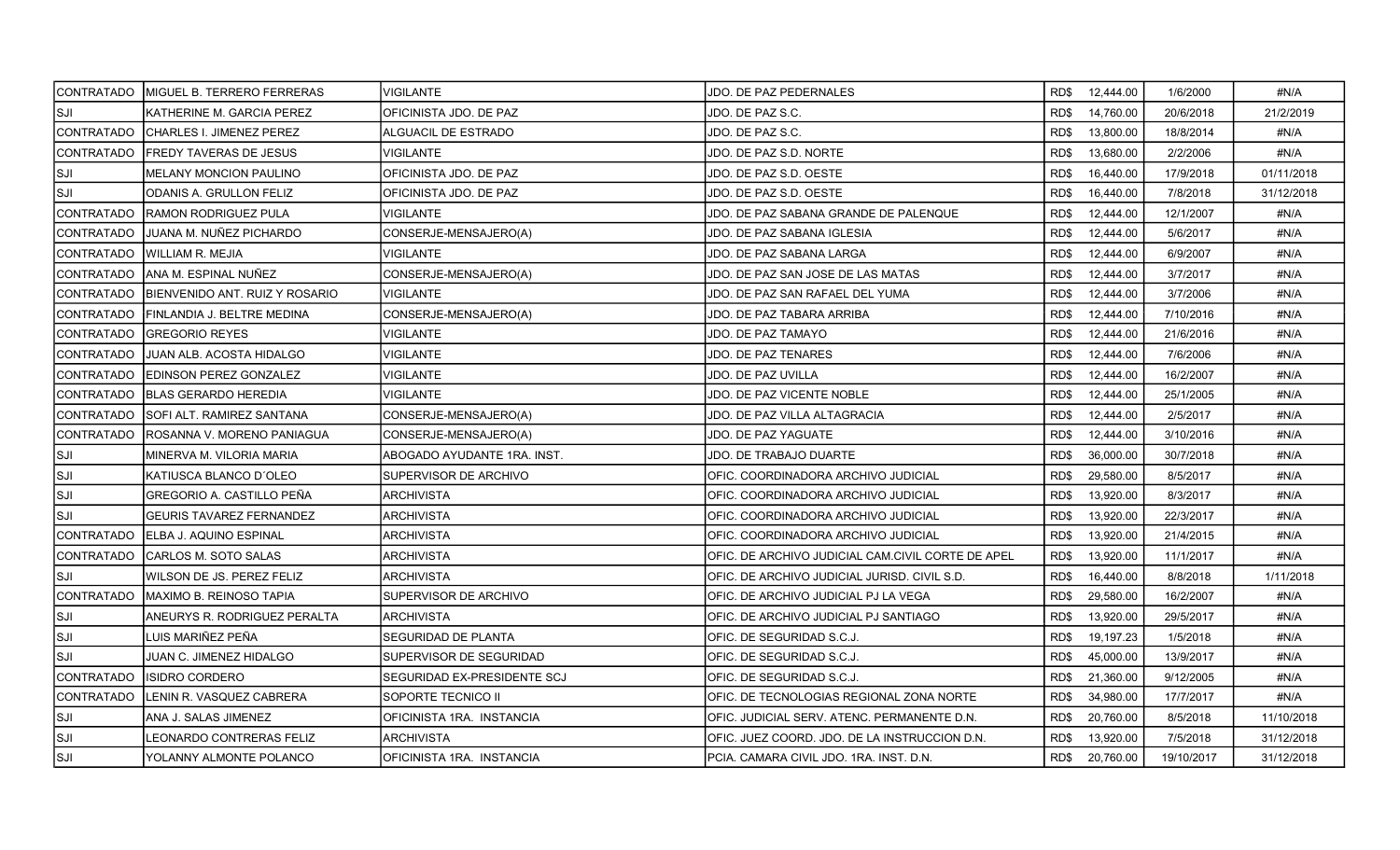| | | | | | | | |
|---|---|---|---|---|---|---|---|
| CONTRATADO | MIGUEL B. TERRERO FERRERAS | VIGILANTE | JDO. DE PAZ PEDERNALES | RD$ | 12,444.00 | 1/6/2000 | #N/A |
| SJI | KATHERINE M. GARCIA PEREZ | OFICINISTA JDO. DE PAZ | JDO. DE PAZ S.C. | RD$ | 14,760.00 | 20/6/2018 | 21/2/2019 |
| CONTRATADO | CHARLES I. JIMENEZ PEREZ | ALGUACIL DE ESTRADO | JDO. DE PAZ S.C. | RD$ | 13,800.00 | 18/8/2014 | #N/A |
| CONTRATADO | FREDY TAVERAS DE JESUS | VIGILANTE | JDO. DE PAZ S.D. NORTE | RD$ | 13,680.00 | 2/2/2006 | #N/A |
| SJI | MELANY MONCION PAULINO | OFICINISTA JDO. DE PAZ | JDO. DE PAZ S.D. OESTE | RD$ | 16,440.00 | 17/9/2018 | 01/11/2018 |
| SJI | ODANIS A. GRULLON FELIZ | OFICINISTA JDO. DE PAZ | JDO. DE PAZ S.D. OESTE | RD$ | 16,440.00 | 7/8/2018 | 31/12/2018 |
| CONTRATADO | RAMON RODRIGUEZ PULA | VIGILANTE | JDO. DE PAZ SABANA GRANDE DE PALENQUE | RD$ | 12,444.00 | 12/1/2007 | #N/A |
| CONTRATADO | JUANA M. NUÑEZ PICHARDO | CONSERJE-MENSAJERO(A) | JDO. DE PAZ SABANA IGLESIA | RD$ | 12,444.00 | 5/6/2017 | #N/A |
| CONTRATADO | WILLIAM R. MEJIA | VIGILANTE | JDO. DE PAZ SABANA LARGA | RD$ | 12,444.00 | 6/9/2007 | #N/A |
| CONTRATADO | ANA M. ESPINAL NUÑEZ | CONSERJE-MENSAJERO(A) | JDO. DE PAZ SAN JOSE DE LAS MATAS | RD$ | 12,444.00 | 3/7/2017 | #N/A |
| CONTRATADO | BIENVENIDO ANT. RUIZ Y ROSARIO | VIGILANTE | JDO. DE PAZ SAN RAFAEL DEL YUMA | RD$ | 12,444.00 | 3/7/2006 | #N/A |
| CONTRATADO | FINLANDIA J. BELTRE MEDINA | CONSERJE-MENSAJERO(A) | JDO. DE PAZ TABARA ARRIBA | RD$ | 12,444.00 | 7/10/2016 | #N/A |
| CONTRATADO | GREGORIO REYES | VIGILANTE | JDO. DE PAZ TAMAYO | RD$ | 12,444.00 | 21/6/2016 | #N/A |
| CONTRATADO | JUAN ALB. ACOSTA HIDALGO | VIGILANTE | JDO. DE PAZ TENARES | RD$ | 12,444.00 | 7/6/2006 | #N/A |
| CONTRATADO | EDINSON PEREZ GONZALEZ | VIGILANTE | JDO. DE PAZ UVILLA | RD$ | 12,444.00 | 16/2/2007 | #N/A |
| CONTRATADO | BLAS GERARDO HEREDIA | VIGILANTE | JDO. DE PAZ VICENTE NOBLE | RD$ | 12,444.00 | 25/1/2005 | #N/A |
| CONTRATADO | SOFI ALT. RAMIREZ SANTANA | CONSERJE-MENSAJERO(A) | JDO. DE PAZ VILLA ALTAGRACIA | RD$ | 12,444.00 | 2/5/2017 | #N/A |
| CONTRATADO | ROSANNA V. MORENO PANIAGUA | CONSERJE-MENSAJERO(A) | JDO. DE PAZ YAGUATE | RD$ | 12,444.00 | 3/10/2016 | #N/A |
| SJI | MINERVA M. VILORIA MARIA | ABOGADO AYUDANTE 1RA. INST. | JDO. DE TRABAJO DUARTE | RD$ | 36,000.00 | 30/7/2018 | #N/A |
| SJI | KATIUSCA BLANCO D´OLEO | SUPERVISOR DE ARCHIVO | OFIC. COORDINADORA ARCHIVO JUDICIAL | RD$ | 29,580.00 | 8/5/2017 | #N/A |
| SJI | GREGORIO A. CASTILLO PEÑA | ARCHIVISTA | OFIC. COORDINADORA ARCHIVO JUDICIAL | RD$ | 13,920.00 | 8/3/2017 | #N/A |
| SJI | GEURIS TAVAREZ FERNANDEZ | ARCHIVISTA | OFIC. COORDINADORA ARCHIVO JUDICIAL | RD$ | 13,920.00 | 22/3/2017 | #N/A |
| CONTRATADO | ELBA J. AQUINO ESPINAL | ARCHIVISTA | OFIC. COORDINADORA ARCHIVO JUDICIAL | RD$ | 13,920.00 | 21/4/2015 | #N/A |
| CONTRATADO | CARLOS M. SOTO SALAS | ARCHIVISTA | OFIC. DE ARCHIVO JUDICIAL CAM.CIVIL CORTE DE APEL | RD$ | 13,920.00 | 11/1/2017 | #N/A |
| SJI | WILSON DE JS. PEREZ FELIZ | ARCHIVISTA | OFIC. DE ARCHIVO JUDICIAL JURISD. CIVIL S.D. | RD$ | 16,440.00 | 8/8/2018 | 1/11/2018 |
| CONTRATADO | MAXIMO B. REINOSO TAPIA | SUPERVISOR DE ARCHIVO | OFIC. DE ARCHIVO JUDICIAL PJ LA VEGA | RD$ | 29,580.00 | 16/2/2007 | #N/A |
| SJI | ANEURYS R. RODRIGUEZ PERALTA | ARCHIVISTA | OFIC. DE ARCHIVO JUDICIAL PJ SANTIAGO | RD$ | 13,920.00 | 29/5/2017 | #N/A |
| SJI | LUIS MARIÑEZ PEÑA | SEGURIDAD DE PLANTA | OFIC. DE SEGURIDAD S.C.J. | RD$ | 19,197.23 | 1/5/2018 | #N/A |
| SJI | JUAN C. JIMENEZ HIDALGO | SUPERVISOR DE SEGURIDAD | OFIC. DE SEGURIDAD S.C.J. | RD$ | 45,000.00 | 13/9/2017 | #N/A |
| CONTRATADO | ISIDRO CORDERO | SEGURIDAD EX-PRESIDENTE SCJ | OFIC. DE SEGURIDAD S.C.J. | RD$ | 21,360.00 | 9/12/2005 | #N/A |
| CONTRATADO | LENIN R. VASQUEZ CABRERA | SOPORTE TECNICO II | OFIC. DE TECNOLOGIAS REGIONAL ZONA NORTE | RD$ | 34,980.00 | 17/7/2017 | #N/A |
| SJI | ANA J. SALAS JIMENEZ | OFICINISTA 1RA. INSTANCIA | OFIC. JUDICIAL SERV. ATENC. PERMANENTE D.N. | RD$ | 20,760.00 | 8/5/2018 | 11/10/2018 |
| SJI | LEONARDO CONTRERAS FELIZ | ARCHIVISTA | OFIC. JUEZ COORD. JDO. DE LA INSTRUCCION D.N. | RD$ | 13,920.00 | 7/5/2018 | 31/12/2018 |
| SJI | YOLANNY ALMONTE POLANCO | OFICINISTA 1RA. INSTANCIA | PCIA. CAMARA CIVIL JDO. 1RA. INST. D.N. | RD$ | 20,760.00 | 19/10/2017 | 31/12/2018 |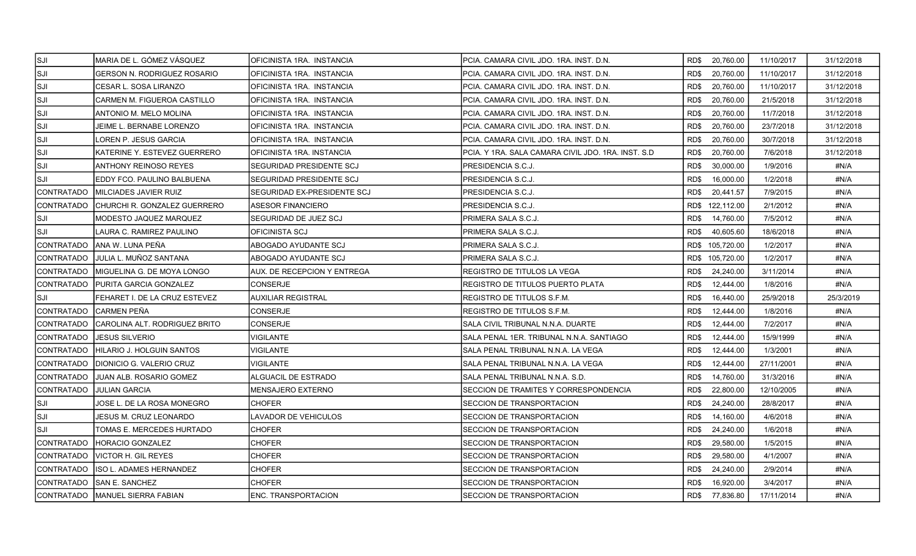| | | | | | | |
|---|---|---|---|---|---|---|
| SJI | MARIA DE L. GÓMEZ VÁSQUEZ | OFICINISTA 1RA. INSTANCIA | PCIA. CAMARA CIVIL JDO. 1RA. INST. D.N. | RD$ 20,760.00 | 11/10/2017 | 31/12/2018 |
| SJI | GERSON N. RODRIGUEZ ROSARIO | OFICINISTA 1RA. INSTANCIA | PCIA. CAMARA CIVIL JDO. 1RA. INST. D.N. | RD$ 20,760.00 | 11/10/2017 | 31/12/2018 |
| SJI | CESAR L. SOSA LIRANZO | OFICINISTA 1RA. INSTANCIA | PCIA. CAMARA CIVIL JDO. 1RA. INST. D.N. | RD$ 20,760.00 | 11/10/2017 | 31/12/2018 |
| SJI | CARMEN M. FIGUEROA CASTILLO | OFICINISTA 1RA. INSTANCIA | PCIA. CAMARA CIVIL JDO. 1RA. INST. D.N. | RD$ 20,760.00 | 21/5/2018 | 31/12/2018 |
| SJI | ANTONIO M. MELO MOLINA | OFICINISTA 1RA. INSTANCIA | PCIA. CAMARA CIVIL JDO. 1RA. INST. D.N. | RD$ 20,760.00 | 11/7/2018 | 31/12/2018 |
| SJI | JEIME L. BERNABE LORENZO | OFICINISTA 1RA. INSTANCIA | PCIA. CAMARA CIVIL JDO. 1RA. INST. D.N. | RD$ 20,760.00 | 23/7/2018 | 31/12/2018 |
| SJI | LOREN P. JESUS GARCIA | OFICINISTA 1RA. INSTANCIA | PCIA. CAMARA CIVIL JDO. 1RA. INST. D.N. | RD$ 20,760.00 | 30/7/2018 | 31/12/2018 |
| SJI | KATERINE Y. ESTEVEZ GUERRERO | OFICINISTA 1RA. INSTANCIA | PCIA. Y 1RA. SALA CAMARA CIVIL JDO. 1RA. INST. S.D | RD$ 20,760.00 | 7/6/2018 | 31/12/2018 |
| SJI | ANTHONY REINOSO REYES | SEGURIDAD PRESIDENTE SCJ | PRESIDENCIA S.C.J. | RD$ 30,000.00 | 1/9/2016 | #N/A |
| SJI | EDDY FCO. PAULINO BALBUENA | SEGURIDAD PRESIDENTE SCJ | PRESIDENCIA S.C.J. | RD$ 16,000.00 | 1/2/2018 | #N/A |
| CONTRATADO | MILCIADES JAVIER RUIZ | SEGURIDAD EX-PRESIDENTE SCJ | PRESIDENCIA S.C.J. | RD$ 20,441.57 | 7/9/2015 | #N/A |
| CONTRATADO | CHURCHI R. GONZALEZ GUERRERO | ASESOR FINANCIERO | PRESIDENCIA S.C.J. | RD$ 122,112.00 | 2/1/2012 | #N/A |
| SJI | MODESTO JAQUEZ MARQUEZ | SEGURIDAD DE JUEZ SCJ | PRIMERA SALA S.C.J. | RD$ 14,760.00 | 7/5/2012 | #N/A |
| SJI | LAURA C. RAMIREZ PAULINO | OFICINISTA SCJ | PRIMERA SALA S.C.J. | RD$ 40,605.60 | 18/6/2018 | #N/A |
| CONTRATADO | ANA W. LUNA PEÑA | ABOGADO AYUDANTE SCJ | PRIMERA SALA S.C.J. | RD$ 105,720.00 | 1/2/2017 | #N/A |
| CONTRATADO | JULIA L. MUÑOZ SANTANA | ABOGADO AYUDANTE SCJ | PRIMERA SALA S.C.J. | RD$ 105,720.00 | 1/2/2017 | #N/A |
| CONTRATADO | MIGUELINA G. DE MOYA LONGO | AUX. DE RECEPCION Y ENTREGA | REGISTRO DE TITULOS LA VEGA | RD$ 24,240.00 | 3/11/2014 | #N/A |
| CONTRATADO | PURITA GARCIA GONZALEZ | CONSERJE | REGISTRO DE TITULOS PUERTO PLATA | RD$ 12,444.00 | 1/8/2016 | #N/A |
| SJI | FEHARET I. DE LA CRUZ ESTEVEZ | AUXILIAR REGISTRAL | REGISTRO DE TITULOS S.F.M. | RD$ 16,440.00 | 25/9/2018 | 25/3/2019 |
| CONTRATADO | CARMEN PEÑA | CONSERJE | REGISTRO DE TITULOS S.F.M. | RD$ 12,444.00 | 1/8/2016 | #N/A |
| CONTRATADO | CAROLINA ALT. RODRIGUEZ BRITO | CONSERJE | SALA CIVIL TRIBUNAL N.N.A. DUARTE | RD$ 12,444.00 | 7/2/2017 | #N/A |
| CONTRATADO | JESUS SILVERIO | VIGILANTE | SALA PENAL 1ER. TRIBUNAL N.N.A. SANTIAGO | RD$ 12,444.00 | 15/9/1999 | #N/A |
| CONTRATADO | HILARIO J. HOLGUIN SANTOS | VIGILANTE | SALA PENAL TRIBUNAL N.N.A. LA VEGA | RD$ 12,444.00 | 1/3/2001 | #N/A |
| CONTRATADO | DIONICIO G. VALERIO CRUZ | VIGILANTE | SALA PENAL TRIBUNAL N.N.A. LA VEGA | RD$ 12,444.00 | 27/11/2001 | #N/A |
| CONTRATADO | JUAN ALB. ROSARIO GOMEZ | ALGUACIL DE ESTRADO | SALA PENAL TRIBUNAL N.N.A. S.D. | RD$ 14,760.00 | 31/3/2016 | #N/A |
| CONTRATADO | JULIAN GARCIA | MENSAJERO EXTERNO | SECCION DE TRAMITES Y CORRESPONDENCIA | RD$ 22,800.00 | 12/10/2005 | #N/A |
| SJI | JOSE L. DE LA ROSA MONEGRO | CHOFER | SECCION DE TRANSPORTACION | RD$ 24,240.00 | 28/8/2017 | #N/A |
| SJI | JESUS M. CRUZ LEONARDO | LAVADOR DE VEHICULOS | SECCION DE TRANSPORTACION | RD$ 14,160.00 | 4/6/2018 | #N/A |
| SJI | TOMAS E. MERCEDES HURTADO | CHOFER | SECCION DE TRANSPORTACION | RD$ 24,240.00 | 1/6/2018 | #N/A |
| CONTRATADO | HORACIO GONZALEZ | CHOFER | SECCION DE TRANSPORTACION | RD$ 29,580.00 | 1/5/2015 | #N/A |
| CONTRATADO | VICTOR H. GIL REYES | CHOFER | SECCION DE TRANSPORTACION | RD$ 29,580.00 | 4/1/2007 | #N/A |
| CONTRATADO | ISO L. ADAMES HERNANDEZ | CHOFER | SECCION DE TRANSPORTACION | RD$ 24,240.00 | 2/9/2014 | #N/A |
| CONTRATADO | SAN E. SANCHEZ | CHOFER | SECCION DE TRANSPORTACION | RD$ 16,920.00 | 3/4/2017 | #N/A |
| CONTRATADO | MANUEL SIERRA FABIAN | ENC. TRANSPORTACION | SECCION DE TRANSPORTACION | RD$ 77,836.80 | 17/11/2014 | #N/A |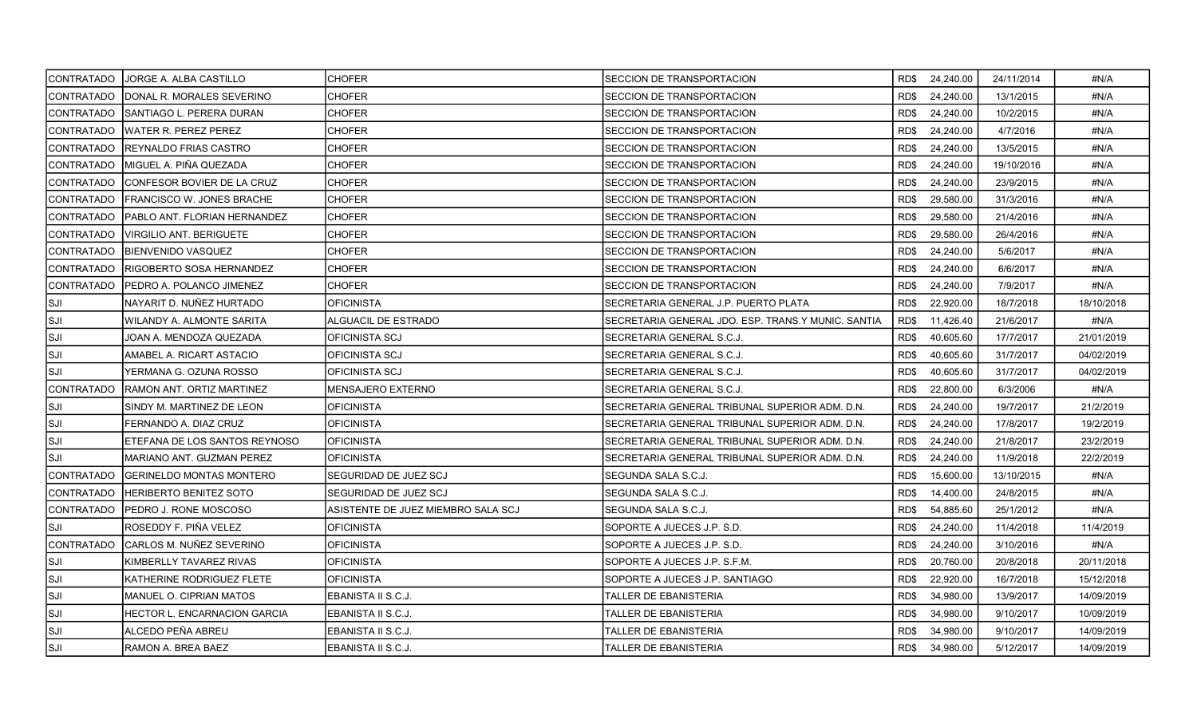| | | | | | | |
|---|---|---|---|---|---|---|
| CONTRATADO | JORGE A. ALBA CASTILLO | CHOFER | SECCION DE TRANSPORTACION | RD$ 24,240.00 | 24/11/2014 | #N/A |
| CONTRATADO | DONAL R. MORALES SEVERINO | CHOFER | SECCION DE TRANSPORTACION | RD$ 24,240.00 | 13/1/2015 | #N/A |
| CONTRATADO | SANTIAGO L. PERERA DURAN | CHOFER | SECCION DE TRANSPORTACION | RD$ 24,240.00 | 10/2/2015 | #N/A |
| CONTRATADO | WATER R. PEREZ PEREZ | CHOFER | SECCION DE TRANSPORTACION | RD$ 24,240.00 | 4/7/2016 | #N/A |
| CONTRATADO | REYNALDO FRIAS CASTRO | CHOFER | SECCION DE TRANSPORTACION | RD$ 24,240.00 | 13/5/2015 | #N/A |
| CONTRATADO | MIGUEL A. PIÑA QUEZADA | CHOFER | SECCION DE TRANSPORTACION | RD$ 24,240.00 | 19/10/2016 | #N/A |
| CONTRATADO | CONFESOR BOVIER DE LA CRUZ | CHOFER | SECCION DE TRANSPORTACION | RD$ 24,240.00 | 23/9/2015 | #N/A |
| CONTRATADO | FRANCISCO W. JONES BRACHE | CHOFER | SECCION DE TRANSPORTACION | RD$ 29,580.00 | 31/3/2016 | #N/A |
| CONTRATADO | PABLO ANT. FLORIAN HERNANDEZ | CHOFER | SECCION DE TRANSPORTACION | RD$ 29,580.00 | 21/4/2016 | #N/A |
| CONTRATADO | VIRGILIO ANT. BERIGUETE | CHOFER | SECCION DE TRANSPORTACION | RD$ 29,580.00 | 26/4/2016 | #N/A |
| CONTRATADO | BIENVENIDO VASQUEZ | CHOFER | SECCION DE TRANSPORTACION | RD$ 24,240.00 | 5/6/2017 | #N/A |
| CONTRATADO | RIGOBERTO SOSA HERNANDEZ | CHOFER | SECCION DE TRANSPORTACION | RD$ 24,240.00 | 6/6/2017 | #N/A |
| CONTRATADO | PEDRO A. POLANCO JIMENEZ | CHOFER | SECCION DE TRANSPORTACION | RD$ 24,240.00 | 7/9/2017 | #N/A |
| SJI | NAYARIT D. NUÑEZ HURTADO | OFICINISTA | SECRETARIA GENERAL J.P. PUERTO PLATA | RD$ 22,920.00 | 18/7/2018 | 18/10/2018 |
| SJI | WILANDY A. ALMONTE SARITA | ALGUACIL DE ESTRADO | SECRETARIA GENERAL JDO. ESP. TRANS.Y MUNIC. SANTIA | RD$ 11,426.40 | 21/6/2017 | #N/A |
| SJI | JOAN A. MENDOZA QUEZADA | OFICINISTA SCJ | SECRETARIA GENERAL S.C.J. | RD$ 40,605.60 | 17/7/2017 | 21/01/2019 |
| SJI | AMABEL A. RICART ASTACIO | OFICINISTA SCJ | SECRETARIA GENERAL S.C.J. | RD$ 40,605.60 | 31/7/2017 | 04/02/2019 |
| SJI | YERMANA G. OZUNA ROSSO | OFICINISTA SCJ | SECRETARIA GENERAL S.C.J. | RD$ 40,605.60 | 31/7/2017 | 04/02/2019 |
| CONTRATADO | RAMON ANT. ORTIZ MARTINEZ | MENSAJERO EXTERNO | SECRETARIA GENERAL S.C.J. | RD$ 22,800.00 | 6/3/2006 | #N/A |
| SJI | SINDY M. MARTINEZ DE LEON | OFICINISTA | SECRETARIA GENERAL TRIBUNAL SUPERIOR ADM. D.N. | RD$ 24,240.00 | 19/7/2017 | 21/2/2019 |
| SJI | FERNANDO A. DIAZ CRUZ | OFICINISTA | SECRETARIA GENERAL TRIBUNAL SUPERIOR ADM. D.N. | RD$ 24,240.00 | 17/8/2017 | 19/2/2019 |
| SJI | ETEFANA DE LOS SANTOS REYNOSO | OFICINISTA | SECRETARIA GENERAL TRIBUNAL SUPERIOR ADM. D.N. | RD$ 24,240.00 | 21/8/2017 | 23/2/2019 |
| SJI | MARIANO ANT. GUZMAN PEREZ | OFICINISTA | SECRETARIA GENERAL TRIBUNAL SUPERIOR ADM. D.N. | RD$ 24,240.00 | 11/9/2018 | 22/2/2019 |
| CONTRATADO | GERINELDO MONTAS MONTERO | SEGURIDAD DE JUEZ SCJ | SEGUNDA SALA S.C.J. | RD$ 15,600.00 | 13/10/2015 | #N/A |
| CONTRATADO | HERIBERTO BENITEZ SOTO | SEGURIDAD DE JUEZ SCJ | SEGUNDA SALA S.C.J. | RD$ 14,400.00 | 24/8/2015 | #N/A |
| CONTRATADO | PEDRO J. RONE MOSCOSO | ASISTENTE DE JUEZ MIEMBRO SALA SCJ | SEGUNDA SALA S.C.J. | RD$ 54,885.60 | 25/1/2012 | #N/A |
| SJI | ROSEDDY F. PIÑA VELEZ | OFICINISTA | SOPORTE A JUECES J.P. S.D. | RD$ 24,240.00 | 11/4/2018 | 11/4/2019 |
| CONTRATADO | CARLOS M. NUÑEZ SEVERINO | OFICINISTA | SOPORTE A JUECES J.P. S.D. | RD$ 24,240.00 | 3/10/2016 | #N/A |
| SJI | KIMBERLLY TAVAREZ RIVAS | OFICINISTA | SOPORTE A JUECES J.P. S.F.M. | RD$ 20,760.00 | 20/8/2018 | 20/11/2018 |
| SJI | KATHERINE RODRIGUEZ FLETE | OFICINISTA | SOPORTE A JUECES J.P. SANTIAGO | RD$ 22,920.00 | 16/7/2018 | 15/12/2018 |
| SJI | MANUEL O. CIPRIAN MATOS | EBANISTA II S.C.J. | TALLER DE EBANISTERIA | RD$ 34,980.00 | 13/9/2017 | 14/09/2019 |
| SJI | HECTOR L. ENCARNACION GARCIA | EBANISTA II S.C.J. | TALLER DE EBANISTERIA | RD$ 34,980.00 | 9/10/2017 | 10/09/2019 |
| SJI | ALCEDO PEÑA ABREU | EBANISTA II S.C.J. | TALLER DE EBANISTERIA | RD$ 34,980.00 | 9/10/2017 | 14/09/2019 |
| SJI | RAMON A. BREA BAEZ | EBANISTA II S.C.J. | TALLER DE EBANISTERIA | RD$ 34,980.00 | 5/12/2017 | 14/09/2019 |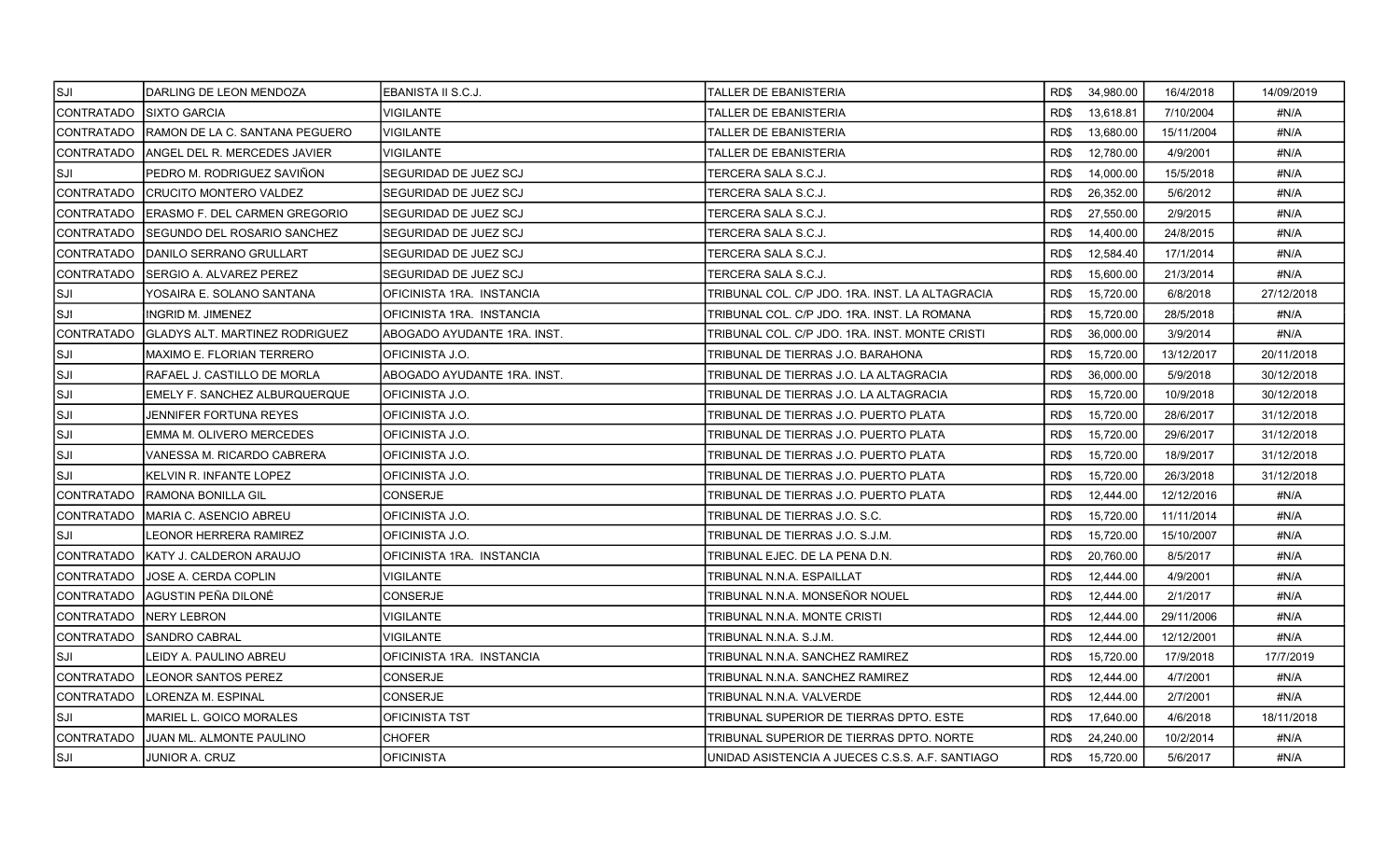| | | | | | | |
|---|---|---|---|---|---|---|
| SJI | DARLING DE LEON MENDOZA | EBANISTA II S.C.J. | TALLER DE EBANISTERIA | RD$ 34,980.00 | 16/4/2018 | 14/09/2019 |
| CONTRATADO | SIXTO GARCIA | VIGILANTE | TALLER DE EBANISTERIA | RD$ 13,618.81 | 7/10/2004 | #N/A |
| CONTRATADO | RAMON DE LA C. SANTANA PEGUERO | VIGILANTE | TALLER DE EBANISTERIA | RD$ 13,680.00 | 15/11/2004 | #N/A |
| CONTRATADO | ANGEL DEL R. MERCEDES JAVIER | VIGILANTE | TALLER DE EBANISTERIA | RD$ 12,780.00 | 4/9/2001 | #N/A |
| SJI | PEDRO M. RODRIGUEZ SAVIÑON | SEGURIDAD DE JUEZ SCJ | TERCERA SALA S.C.J. | RD$ 14,000.00 | 15/5/2018 | #N/A |
| CONTRATADO | CRUCITO MONTERO VALDEZ | SEGURIDAD DE JUEZ SCJ | TERCERA SALA S.C.J. | RD$ 26,352.00 | 5/6/2012 | #N/A |
| CONTRATADO | ERASMO F. DEL CARMEN GREGORIO | SEGURIDAD DE JUEZ SCJ | TERCERA SALA S.C.J. | RD$ 27,550.00 | 2/9/2015 | #N/A |
| CONTRATADO | SEGUNDO DEL ROSARIO SANCHEZ | SEGURIDAD DE JUEZ SCJ | TERCERA SALA S.C.J. | RD$ 14,400.00 | 24/8/2015 | #N/A |
| CONTRATADO | DANILO SERRANO GRULLART | SEGURIDAD DE JUEZ SCJ | TERCERA SALA S.C.J. | RD$ 12,584.40 | 17/1/2014 | #N/A |
| CONTRATADO | SERGIO A. ALVAREZ PEREZ | SEGURIDAD DE JUEZ SCJ | TERCERA SALA S.C.J. | RD$ 15,600.00 | 21/3/2014 | #N/A |
| SJI | YOSAIRA E. SOLANO SANTANA | OFICINISTA 1RA. INSTANCIA | TRIBUNAL COL. C/P JDO. 1RA. INST. LA ALTAGRACIA | RD$ 15,720.00 | 6/8/2018 | 27/12/2018 |
| SJI | INGRID M. JIMENEZ | OFICINISTA 1RA. INSTANCIA | TRIBUNAL COL. C/P JDO. 1RA. INST. LA ROMANA | RD$ 15,720.00 | 28/5/2018 | #N/A |
| CONTRATADO | GLADYS ALT. MARTINEZ RODRIGUEZ | ABOGADO AYUDANTE 1RA. INST. | TRIBUNAL COL. C/P JDO. 1RA. INST. MONTE CRISTI | RD$ 36,000.00 | 3/9/2014 | #N/A |
| SJI | MAXIMO E. FLORIAN TERRERO | OFICINISTA J.O. | TRIBUNAL DE TIERRAS J.O. BARAHONA | RD$ 15,720.00 | 13/12/2017 | 20/11/2018 |
| SJI | RAFAEL J. CASTILLO DE MORLA | ABOGADO AYUDANTE 1RA. INST. | TRIBUNAL DE TIERRAS J.O. LA ALTAGRACIA | RD$ 36,000.00 | 5/9/2018 | 30/12/2018 |
| SJI | EMELY F. SANCHEZ ALBURQUERQUE | OFICINISTA J.O. | TRIBUNAL DE TIERRAS J.O. LA ALTAGRACIA | RD$ 15,720.00 | 10/9/2018 | 30/12/2018 |
| SJI | JENNIFER FORTUNA REYES | OFICINISTA J.O. | TRIBUNAL DE TIERRAS J.O. PUERTO PLATA | RD$ 15,720.00 | 28/6/2017 | 31/12/2018 |
| SJI | EMMA M. OLIVERO MERCEDES | OFICINISTA J.O. | TRIBUNAL DE TIERRAS J.O. PUERTO PLATA | RD$ 15,720.00 | 29/6/2017 | 31/12/2018 |
| SJI | VANESSA M. RICARDO CABRERA | OFICINISTA J.O. | TRIBUNAL DE TIERRAS J.O. PUERTO PLATA | RD$ 15,720.00 | 18/9/2017 | 31/12/2018 |
| SJI | KELVIN R. INFANTE LOPEZ | OFICINISTA J.O. | TRIBUNAL DE TIERRAS J.O. PUERTO PLATA | RD$ 15,720.00 | 26/3/2018 | 31/12/2018 |
| CONTRATADO | RAMONA BONILLA GIL | CONSERJE | TRIBUNAL DE TIERRAS J.O. PUERTO PLATA | RD$ 12,444.00 | 12/12/2016 | #N/A |
| CONTRATADO | MARIA C. ASENCIO ABREU | OFICINISTA J.O. | TRIBUNAL DE TIERRAS J.O. S.C. | RD$ 15,720.00 | 11/11/2014 | #N/A |
| SJI | LEONOR HERRERA RAMIREZ | OFICINISTA J.O. | TRIBUNAL DE TIERRAS J.O. S.J.M. | RD$ 15,720.00 | 15/10/2007 | #N/A |
| CONTRATADO | KATY J. CALDERON ARAUJO | OFICINISTA 1RA. INSTANCIA | TRIBUNAL EJEC. DE LA PENA D.N. | RD$ 20,760.00 | 8/5/2017 | #N/A |
| CONTRATADO | JOSE A. CERDA COPLIN | VIGILANTE | TRIBUNAL N.N.A. ESPAILLAT | RD$ 12,444.00 | 4/9/2001 | #N/A |
| CONTRATADO | AGUSTIN PEÑA DILONÉ | CONSERJE | TRIBUNAL N.N.A. MONSEÑOR NOUEL | RD$ 12,444.00 | 2/1/2017 | #N/A |
| CONTRATADO | NERY LEBRON | VIGILANTE | TRIBUNAL N.N.A. MONTE CRISTI | RD$ 12,444.00 | 29/11/2006 | #N/A |
| CONTRATADO | SANDRO CABRAL | VIGILANTE | TRIBUNAL N.N.A. S.J.M. | RD$ 12,444.00 | 12/12/2001 | #N/A |
| SJI | LEIDY A. PAULINO ABREU | OFICINISTA 1RA. INSTANCIA | TRIBUNAL N.N.A. SANCHEZ RAMIREZ | RD$ 15,720.00 | 17/9/2018 | 17/7/2019 |
| CONTRATADO | LEONOR SANTOS PEREZ | CONSERJE | TRIBUNAL N.N.A. SANCHEZ RAMIREZ | RD$ 12,444.00 | 4/7/2001 | #N/A |
| CONTRATADO | LORENZA M. ESPINAL | CONSERJE | TRIBUNAL N.N.A. VALVERDE | RD$ 12,444.00 | 2/7/2001 | #N/A |
| SJI | MARIEL L. GOICO MORALES | OFICINISTA TST | TRIBUNAL SUPERIOR DE TIERRAS DPTO. ESTE | RD$ 17,640.00 | 4/6/2018 | 18/11/2018 |
| CONTRATADO | JUAN ML. ALMONTE PAULINO | CHOFER | TRIBUNAL SUPERIOR DE TIERRAS DPTO. NORTE | RD$ 24,240.00 | 10/2/2014 | #N/A |
| SJI | JUNIOR A. CRUZ | OFICINISTA | UNIDAD ASISTENCIA A JUECES C.S.S. A.F. SANTIAGO | RD$ 15,720.00 | 5/6/2017 | #N/A |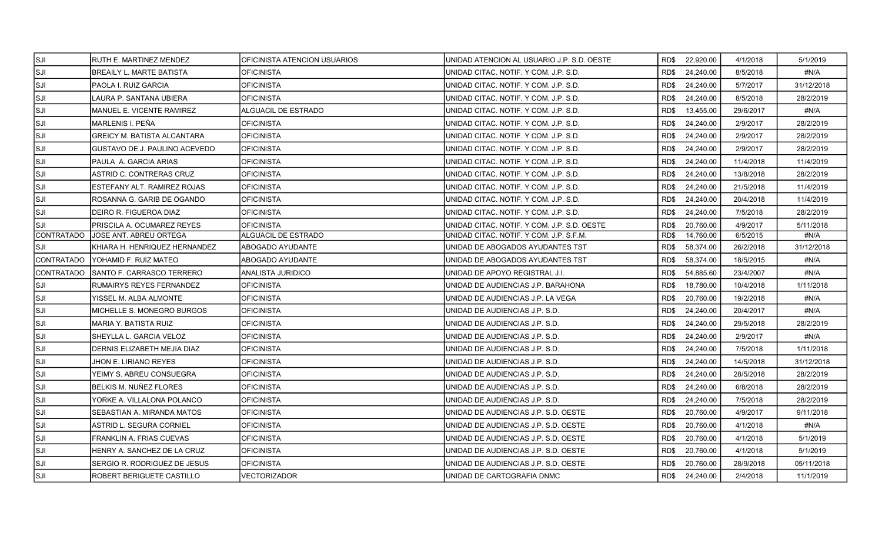| | | | | | | |
|---|---|---|---|---|---|---|
| SJI | RUTH E. MARTINEZ MENDEZ | OFICINISTA ATENCION USUARIOS | UNIDAD ATENCION AL USUARIO J.P. S.D. OESTE | RD$ 22,920.00 | 4/1/2018 | 5/1/2019 |
| SJI | BREAILY L. MARTE BATISTA | OFICINISTA | UNIDAD CITAC. NOTIF. Y COM. J.P. S.D. | RD$ 24,240.00 | 8/5/2018 | #N/A |
| SJI | PAOLA I. RUIZ GARCIA | OFICINISTA | UNIDAD CITAC. NOTIF. Y COM. J.P. S.D. | RD$ 24,240.00 | 5/7/2017 | 31/12/2018 |
| SJI | LAURA P. SANTANA UBIERA | OFICINISTA | UNIDAD CITAC. NOTIF. Y COM. J.P. S.D. | RD$ 24,240.00 | 8/5/2018 | 28/2/2019 |
| SJI | MANUEL E. VICENTE RAMIREZ | ALGUACIL DE ESTRADO | UNIDAD CITAC. NOTIF. Y COM. J.P. S.D. | RD$ 13,455.00 | 29/6/2017 | #N/A |
| SJI | MARLENIS I. PEÑA | OFICINISTA | UNIDAD CITAC. NOTIF. Y COM. J.P. S.D. | RD$ 24,240.00 | 2/9/2017 | 28/2/2019 |
| SJI | GREICY M. BATISTA ALCANTARA | OFICINISTA | UNIDAD CITAC. NOTIF. Y COM. J.P. S.D. | RD$ 24,240.00 | 2/9/2017 | 28/2/2019 |
| SJI | GUSTAVO DE J. PAULINO ACEVEDO | OFICINISTA | UNIDAD CITAC. NOTIF. Y COM. J.P. S.D. | RD$ 24,240.00 | 2/9/2017 | 28/2/2019 |
| SJI | PAULA A. GARCIA ARIAS | OFICINISTA | UNIDAD CITAC. NOTIF. Y COM. J.P. S.D. | RD$ 24,240.00 | 11/4/2018 | 11/4/2019 |
| SJI | ASTRID C. CONTRERAS CRUZ | OFICINISTA | UNIDAD CITAC. NOTIF. Y COM. J.P. S.D. | RD$ 24,240.00 | 13/8/2018 | 28/2/2019 |
| SJI | ESTEFANY ALT. RAMIREZ ROJAS | OFICINISTA | UNIDAD CITAC. NOTIF. Y COM. J.P. S.D. | RD$ 24,240.00 | 21/5/2018 | 11/4/2019 |
| SJI | ROSANNA G. GARIB DE OGANDO | OFICINISTA | UNIDAD CITAC. NOTIF. Y COM. J.P. S.D. | RD$ 24,240.00 | 20/4/2018 | 11/4/2019 |
| SJI | DEIRO R. FIGUEROA DIAZ | OFICINISTA | UNIDAD CITAC. NOTIF. Y COM. J.P. S.D. | RD$ 24,240.00 | 7/5/2018 | 28/2/2019 |
| SJI | PRISCILA A. OCUMAREZ REYES | OFICINISTA | UNIDAD CITAC. NOTIF. Y COM. J.P. S.D. OESTE | RD$ 20,760.00 | 4/9/2017 | 5/11/2018 |
| CONTRATADO | JOSE ANT. ABREU ORTEGA | ALGUACIL DE ESTRADO | UNIDAD CITAC. NOTIF. Y COM. J.P. S.F.M. | RD$ 14,760.00 | 6/5/2015 | #N/A |
| SJI | KHIARA H. HENRIQUEZ HERNANDEZ | ABOGADO AYUDANTE | UNIDAD DE ABOGADOS AYUDANTES TST | RD$ 58,374.00 | 26/2/2018 | 31/12/2018 |
| CONTRATADO | YOHAMID F. RUIZ MATEO | ABOGADO AYUDANTE | UNIDAD DE ABOGADOS AYUDANTES TST | RD$ 58,374.00 | 18/5/2015 | #N/A |
| CONTRATADO | SANTO F. CARRASCO TERRERO | ANALISTA JURIDICO | UNIDAD DE APOYO REGISTRAL J.I. | RD$ 54,885.60 | 23/4/2007 | #N/A |
| SJI | RUMAIRYS REYES FERNANDEZ | OFICINISTA | UNIDAD DE AUDIENCIAS J.P. BARAHONA | RD$ 18,780.00 | 10/4/2018 | 1/11/2018 |
| SJI | YISSEL M. ALBA ALMONTE | OFICINISTA | UNIDAD DE AUDIENCIAS J.P. LA VEGA | RD$ 20,760.00 | 19/2/2018 | #N/A |
| SJI | MICHELLE S. MONEGRO BURGOS | OFICINISTA | UNIDAD DE AUDIENCIAS J.P. S.D. | RD$ 24,240.00 | 20/4/2017 | #N/A |
| SJI | MARIA Y. BATISTA RUIZ | OFICINISTA | UNIDAD DE AUDIENCIAS J.P. S.D. | RD$ 24,240.00 | 29/5/2018 | 28/2/2019 |
| SJI | SHEYLLA L. GARCIA VELOZ | OFICINISTA | UNIDAD DE AUDIENCIAS J.P. S.D. | RD$ 24,240.00 | 2/9/2017 | #N/A |
| SJI | DERNIS ELIZABETH MEJIA DIAZ | OFICINISTA | UNIDAD DE AUDIENCIAS J.P. S.D. | RD$ 24,240.00 | 7/5/2018 | 1/11/2018 |
| SJI | JHON E. LIRIANO REYES | OFICINISTA | UNIDAD DE AUDIENCIAS J.P. S.D. | RD$ 24,240.00 | 14/5/2018 | 31/12/2018 |
| SJI | YEIMY S. ABREU CONSUEGRA | OFICINISTA | UNIDAD DE AUDIENCIAS J.P. S.D. | RD$ 24,240.00 | 28/5/2018 | 28/2/2019 |
| SJI | BELKIS M. NUÑEZ FLORES | OFICINISTA | UNIDAD DE AUDIENCIAS J.P. S.D. | RD$ 24,240.00 | 6/8/2018 | 28/2/2019 |
| SJI | YORKE A. VILLALONA POLANCO | OFICINISTA | UNIDAD DE AUDIENCIAS J.P. S.D. | RD$ 24,240.00 | 7/5/2018 | 28/2/2019 |
| SJI | SEBASTIAN A. MIRANDA MATOS | OFICINISTA | UNIDAD DE AUDIENCIAS J.P. S.D. OESTE | RD$ 20,760.00 | 4/9/2017 | 9/11/2018 |
| SJI | ASTRID L. SEGURA CORNIEL | OFICINISTA | UNIDAD DE AUDIENCIAS J.P. S.D. OESTE | RD$ 20,760.00 | 4/1/2018 | #N/A |
| SJI | FRANKLIN A. FRIAS CUEVAS | OFICINISTA | UNIDAD DE AUDIENCIAS J.P. S.D. OESTE | RD$ 20,760.00 | 4/1/2018 | 5/1/2019 |
| SJI | HENRY A. SANCHEZ DE LA CRUZ | OFICINISTA | UNIDAD DE AUDIENCIAS J.P. S.D. OESTE | RD$ 20,760.00 | 4/1/2018 | 5/1/2019 |
| SJI | SERGIO R. RODRIGUEZ DE JESUS | OFICINISTA | UNIDAD DE AUDIENCIAS J.P. S.D. OESTE | RD$ 20,760.00 | 28/9/2018 | 05/11/2018 |
| SJI | ROBERT BERIGUETE CASTILLO | VECTORIZADOR | UNIDAD DE CARTOGRAFIA DNMC | RD$ 24,240.00 | 2/4/2018 | 11/1/2019 |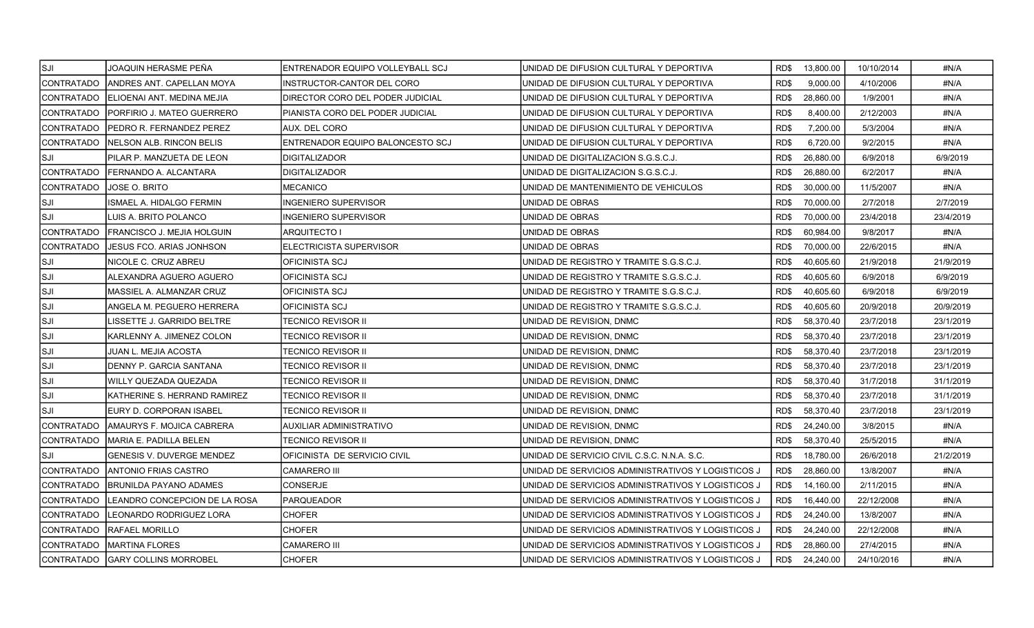| | | | | | | | |
|---|---|---|---|---|---|---|---|
| SJI | JOAQUIN HERASME PEÑA | ENTRENADOR EQUIPO VOLLEYBALL SCJ | UNIDAD DE DIFUSION CULTURAL Y DEPORTIVA | RD$ | 13,800.00 | 10/10/2014 | #N/A |
| CONTRATADO | ANDRES ANT. CAPELLAN MOYA | INSTRUCTOR-CANTOR DEL CORO | UNIDAD DE DIFUSION CULTURAL Y DEPORTIVA | RD$ | 9,000.00 | 4/10/2006 | #N/A |
| CONTRATADO | ELIOENAI ANT. MEDINA MEJIA | DIRECTOR CORO DEL PODER JUDICIAL | UNIDAD DE DIFUSION CULTURAL Y DEPORTIVA | RD$ | 28,860.00 | 1/9/2001 | #N/A |
| CONTRATADO | PORFIRIO J. MATEO GUERRERO | PIANISTA CORO DEL PODER JUDICIAL | UNIDAD DE DIFUSION CULTURAL Y DEPORTIVA | RD$ | 8,400.00 | 2/12/2003 | #N/A |
| CONTRATADO | PEDRO R. FERNANDEZ PEREZ | AUX. DEL CORO | UNIDAD DE DIFUSION CULTURAL Y DEPORTIVA | RD$ | 7,200.00 | 5/3/2004 | #N/A |
| CONTRATADO | NELSON ALB. RINCON BELIS | ENTRENADOR EQUIPO BALONCESTO SCJ | UNIDAD DE DIFUSION CULTURAL Y DEPORTIVA | RD$ | 6,720.00 | 9/2/2015 | #N/A |
| SJI | PILAR P. MANZUETA DE LEON | DIGITALIZADOR | UNIDAD DE DIGITALIZACION S.G.S.C.J. | RD$ | 26,880.00 | 6/9/2018 | 6/9/2019 |
| CONTRATADO | FERNANDO A. ALCANTARA | DIGITALIZADOR | UNIDAD DE DIGITALIZACION S.G.S.C.J. | RD$ | 26,880.00 | 6/2/2017 | #N/A |
| CONTRATADO | JOSE O. BRITO | MECANICO | UNIDAD DE MANTENIMIENTO DE VEHICULOS | RD$ | 30,000.00 | 11/5/2007 | #N/A |
| SJI | ISMAEL A. HIDALGO FERMIN | INGENIERO SUPERVISOR | UNIDAD DE OBRAS | RD$ | 70,000.00 | 2/7/2018 | 2/7/2019 |
| SJI | LUIS A. BRITO POLANCO | INGENIERO SUPERVISOR | UNIDAD DE OBRAS | RD$ | 70,000.00 | 23/4/2018 | 23/4/2019 |
| CONTRATADO | FRANCISCO J. MEJIA HOLGUIN | ARQUITECTO I | UNIDAD DE OBRAS | RD$ | 60,984.00 | 9/8/2017 | #N/A |
| CONTRATADO | JESUS FCO. ARIAS JONHSON | ELECTRICISTA SUPERVISOR | UNIDAD DE OBRAS | RD$ | 70,000.00 | 22/6/2015 | #N/A |
| SJI | NICOLE C. CRUZ ABREU | OFICINISTA SCJ | UNIDAD DE REGISTRO Y TRAMITE S.G.S.C.J. | RD$ | 40,605.60 | 21/9/2018 | 21/9/2019 |
| SJI | ALEXANDRA AGUERO AGUERO | OFICINISTA SCJ | UNIDAD DE REGISTRO Y TRAMITE S.G.S.C.J. | RD$ | 40,605.60 | 6/9/2018 | 6/9/2019 |
| SJI | MASSIEL A. ALMANZAR CRUZ | OFICINISTA SCJ | UNIDAD DE REGISTRO Y TRAMITE S.G.S.C.J. | RD$ | 40,605.60 | 6/9/2018 | 6/9/2019 |
| SJI | ANGELA M. PEGUERO HERRERA | OFICINISTA SCJ | UNIDAD DE REGISTRO Y TRAMITE S.G.S.C.J. | RD$ | 40,605.60 | 20/9/2018 | 20/9/2019 |
| SJI | LISSETTE J. GARRIDO BELTRE | TECNICO REVISOR II | UNIDAD DE REVISION, DNMC | RD$ | 58,370.40 | 23/7/2018 | 23/1/2019 |
| SJI | KARLENNY A. JIMENEZ COLON | TECNICO REVISOR II | UNIDAD DE REVISION, DNMC | RD$ | 58,370.40 | 23/7/2018 | 23/1/2019 |
| SJI | JUAN L. MEJIA ACOSTA | TECNICO REVISOR II | UNIDAD DE REVISION, DNMC | RD$ | 58,370.40 | 23/7/2018 | 23/1/2019 |
| SJI | DENNY P. GARCIA SANTANA | TECNICO REVISOR II | UNIDAD DE REVISION, DNMC | RD$ | 58,370.40 | 23/7/2018 | 23/1/2019 |
| SJI | WILLY QUEZADA QUEZADA | TECNICO REVISOR II | UNIDAD DE REVISION, DNMC | RD$ | 58,370.40 | 31/7/2018 | 31/1/2019 |
| SJI | KATHERINE S. HERRAND RAMIREZ | TECNICO REVISOR II | UNIDAD DE REVISION, DNMC | RD$ | 58,370.40 | 23/7/2018 | 31/1/2019 |
| SJI | EURY D. CORPORAN ISABEL | TECNICO REVISOR II | UNIDAD DE REVISION, DNMC | RD$ | 58,370.40 | 23/7/2018 | 23/1/2019 |
| CONTRATADO | AMAURYS F. MOJICA CABRERA | AUXILIAR ADMINISTRATIVO | UNIDAD DE REVISION, DNMC | RD$ | 24,240.00 | 3/8/2015 | #N/A |
| CONTRATADO | MARIA E. PADILLA BELEN | TECNICO REVISOR II | UNIDAD DE REVISION, DNMC | RD$ | 58,370.40 | 25/5/2015 | #N/A |
| SJI | GENESIS V. DUVERGE MENDEZ | OFICINISTA DE SERVICIO CIVIL | UNIDAD DE SERVICIO CIVIL C.S.C. N.N.A. S.C. | RD$ | 18,780.00 | 26/6/2018 | 21/2/2019 |
| CONTRATADO | ANTONIO FRIAS CASTRO | CAMARERO III | UNIDAD DE SERVICIOS ADMINISTRATIVOS Y LOGISTICOS J | RD$ | 28,860.00 | 13/8/2007 | #N/A |
| CONTRATADO | BRUNILDA PAYANO ADAMES | CONSERJE | UNIDAD DE SERVICIOS ADMINISTRATIVOS Y LOGISTICOS J | RD$ | 14,160.00 | 2/11/2015 | #N/A |
| CONTRATADO | LEANDRO CONCEPCION DE LA ROSA | PARQUEADOR | UNIDAD DE SERVICIOS ADMINISTRATIVOS Y LOGISTICOS J | RD$ | 16,440.00 | 22/12/2008 | #N/A |
| CONTRATADO | LEONARDO RODRIGUEZ LORA | CHOFER | UNIDAD DE SERVICIOS ADMINISTRATIVOS Y LOGISTICOS J | RD$ | 24,240.00 | 13/8/2007 | #N/A |
| CONTRATADO | RAFAEL MORILLO | CHOFER | UNIDAD DE SERVICIOS ADMINISTRATIVOS Y LOGISTICOS J | RD$ | 24,240.00 | 22/12/2008 | #N/A |
| CONTRATADO | MARTINA FLORES | CAMARERO III | UNIDAD DE SERVICIOS ADMINISTRATIVOS Y LOGISTICOS J | RD$ | 28,860.00 | 27/4/2015 | #N/A |
| CONTRATADO | GARY COLLINS MORROBEL | CHOFER | UNIDAD DE SERVICIOS ADMINISTRATIVOS Y LOGISTICOS J | RD$ | 24,240.00 | 24/10/2016 | #N/A |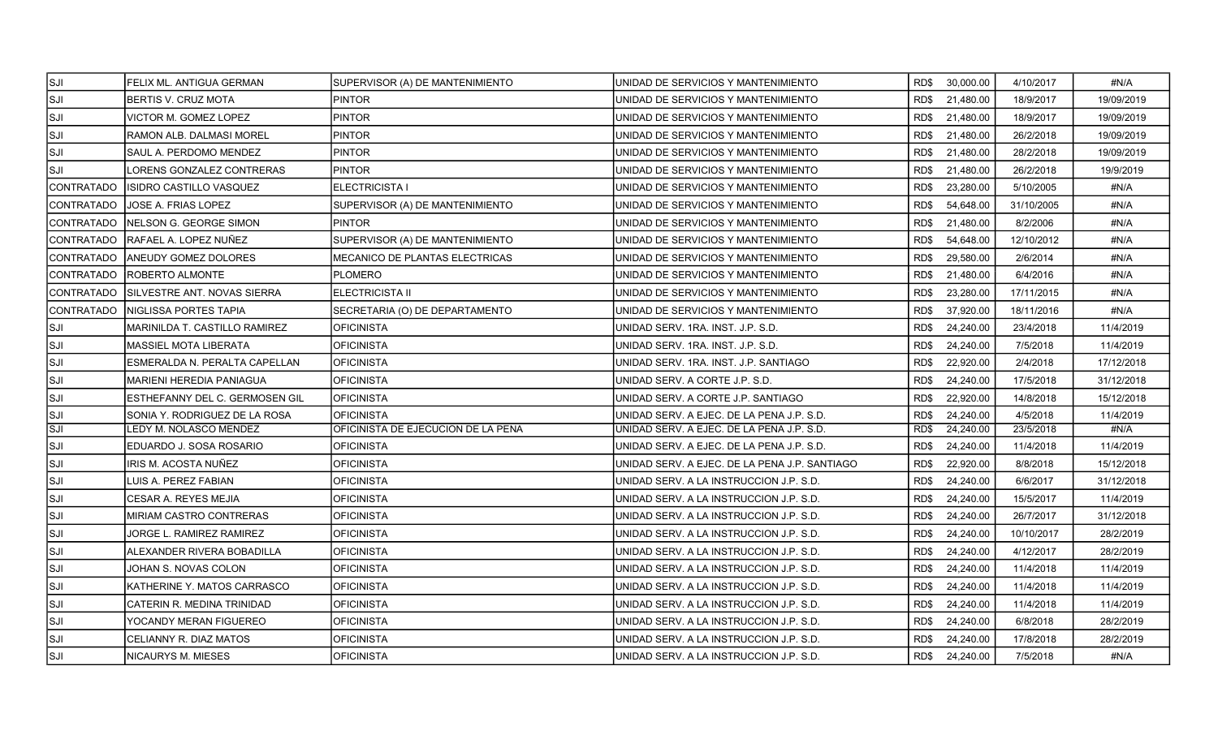| | | | | | | |
|---|---|---|---|---|---|---|
| SJI | FELIX ML. ANTIGUA GERMAN | SUPERVISOR (A) DE MANTENIMIENTO | UNIDAD DE SERVICIOS Y MANTENIMIENTO | RD$ 30,000.00 | 4/10/2017 | #N/A |
| SJI | BERTIS V. CRUZ MOTA | PINTOR | UNIDAD DE SERVICIOS Y MANTENIMIENTO | RD$ 21,480.00 | 18/9/2017 | 19/09/2019 |
| SJI | VICTOR M. GOMEZ LOPEZ | PINTOR | UNIDAD DE SERVICIOS Y MANTENIMIENTO | RD$ 21,480.00 | 18/9/2017 | 19/09/2019 |
| SJI | RAMON ALB. DALMASI MOREL | PINTOR | UNIDAD DE SERVICIOS Y MANTENIMIENTO | RD$ 21,480.00 | 26/2/2018 | 19/09/2019 |
| SJI | SAUL A. PERDOMO MENDEZ | PINTOR | UNIDAD DE SERVICIOS Y MANTENIMIENTO | RD$ 21,480.00 | 28/2/2018 | 19/09/2019 |
| SJI | LORENS GONZALEZ CONTRERAS | PINTOR | UNIDAD DE SERVICIOS Y MANTENIMIENTO | RD$ 21,480.00 | 26/2/2018 | 19/9/2019 |
| CONTRATADO | ISIDRO CASTILLO VASQUEZ | ELECTRICISTA I | UNIDAD DE SERVICIOS Y MANTENIMIENTO | RD$ 23,280.00 | 5/10/2005 | #N/A |
| CONTRATADO | JOSE A. FRIAS LOPEZ | SUPERVISOR (A) DE MANTENIMIENTO | UNIDAD DE SERVICIOS Y MANTENIMIENTO | RD$ 54,648.00 | 31/10/2005 | #N/A |
| CONTRATADO | NELSON G. GEORGE SIMON | PINTOR | UNIDAD DE SERVICIOS Y MANTENIMIENTO | RD$ 21,480.00 | 8/2/2006 | #N/A |
| CONTRATADO | RAFAEL A. LOPEZ NUÑEZ | SUPERVISOR (A) DE MANTENIMIENTO | UNIDAD DE SERVICIOS Y MANTENIMIENTO | RD$ 54,648.00 | 12/10/2012 | #N/A |
| CONTRATADO | ANEUDY GOMEZ DOLORES | MECANICO DE PLANTAS ELECTRICAS | UNIDAD DE SERVICIOS Y MANTENIMIENTO | RD$ 29,580.00 | 2/6/2014 | #N/A |
| CONTRATADO | ROBERTO ALMONTE | PLOMERO | UNIDAD DE SERVICIOS Y MANTENIMIENTO | RD$ 21,480.00 | 6/4/2016 | #N/A |
| CONTRATADO | SILVESTRE ANT. NOVAS SIERRA | ELECTRICISTA II | UNIDAD DE SERVICIOS Y MANTENIMIENTO | RD$ 23,280.00 | 17/11/2015 | #N/A |
| CONTRATADO | NIGLISSA PORTES TAPIA | SECRETARIA (O) DE DEPARTAMENTO | UNIDAD DE SERVICIOS Y MANTENIMIENTO | RD$ 37,920.00 | 18/11/2016 | #N/A |
| SJI | MARINILDA T. CASTILLO RAMIREZ | OFICINISTA | UNIDAD SERV. 1RA. INST. J.P. S.D. | RD$ 24,240.00 | 23/4/2018 | 11/4/2019 |
| SJI | MASSIEL MOTA LIBERATA | OFICINISTA | UNIDAD SERV. 1RA. INST. J.P. S.D. | RD$ 24,240.00 | 7/5/2018 | 11/4/2019 |
| SJI | ESMERALDA N. PERALTA CAPELLAN | OFICINISTA | UNIDAD SERV. 1RA. INST. J.P. SANTIAGO | RD$ 22,920.00 | 2/4/2018 | 17/12/2018 |
| SJI | MARIENI HEREDIA PANIAGUA | OFICINISTA | UNIDAD SERV. A CORTE J.P. S.D. | RD$ 24,240.00 | 17/5/2018 | 31/12/2018 |
| SJI | ESTHEFANNY DEL C. GERMOSEN GIL | OFICINISTA | UNIDAD SERV. A CORTE J.P. SANTIAGO | RD$ 22,920.00 | 14/8/2018 | 15/12/2018 |
| SJI | SONIA Y. RODRIGUEZ DE LA ROSA | OFICINISTA | UNIDAD SERV. A EJEC. DE LA PENA J.P. S.D. | RD$ 24,240.00 | 4/5/2018 | 11/4/2019 |
| SJI | LEDY M. NOLASCO MENDEZ | OFICINISTA DE EJECUCION DE LA PENA | UNIDAD SERV. A EJEC. DE LA PENA J.P. S.D. | RD$ 24,240.00 | 23/5/2018 | #N/A |
| SJI | EDUARDO J. SOSA ROSARIO | OFICINISTA | UNIDAD SERV. A EJEC. DE LA PENA J.P. S.D. | RD$ 24,240.00 | 11/4/2018 | 11/4/2019 |
| SJI | IRIS M. ACOSTA NUÑEZ | OFICINISTA | UNIDAD SERV. A EJEC. DE LA PENA J.P. SANTIAGO | RD$ 22,920.00 | 8/8/2018 | 15/12/2018 |
| SJI | LUIS A. PEREZ FABIAN | OFICINISTA | UNIDAD SERV. A LA INSTRUCCION J.P. S.D. | RD$ 24,240.00 | 6/6/2017 | 31/12/2018 |
| SJI | CESAR A. REYES MEJIA | OFICINISTA | UNIDAD SERV. A LA INSTRUCCION J.P. S.D. | RD$ 24,240.00 | 15/5/2017 | 11/4/2019 |
| SJI | MIRIAM CASTRO CONTRERAS | OFICINISTA | UNIDAD SERV. A LA INSTRUCCION J.P. S.D. | RD$ 24,240.00 | 26/7/2017 | 31/12/2018 |
| SJI | JORGE L. RAMIREZ RAMIREZ | OFICINISTA | UNIDAD SERV. A LA INSTRUCCION J.P. S.D. | RD$ 24,240.00 | 10/10/2017 | 28/2/2019 |
| SJI | ALEXANDER RIVERA BOBADILLA | OFICINISTA | UNIDAD SERV. A LA INSTRUCCION J.P. S.D. | RD$ 24,240.00 | 4/12/2017 | 28/2/2019 |
| SJI | JOHAN S. NOVAS COLON | OFICINISTA | UNIDAD SERV. A LA INSTRUCCION J.P. S.D. | RD$ 24,240.00 | 11/4/2018 | 11/4/2019 |
| SJI | KATHERINE Y. MATOS CARRASCO | OFICINISTA | UNIDAD SERV. A LA INSTRUCCION J.P. S.D. | RD$ 24,240.00 | 11/4/2018 | 11/4/2019 |
| SJI | CATERIN R. MEDINA TRINIDAD | OFICINISTA | UNIDAD SERV. A LA INSTRUCCION J.P. S.D. | RD$ 24,240.00 | 11/4/2018 | 11/4/2019 |
| SJI | YOCANDY MERAN FIGUEREO | OFICINISTA | UNIDAD SERV. A LA INSTRUCCION J.P. S.D. | RD$ 24,240.00 | 6/8/2018 | 28/2/2019 |
| SJI | CELIANNY R. DIAZ MATOS | OFICINISTA | UNIDAD SERV. A LA INSTRUCCION J.P. S.D. | RD$ 24,240.00 | 17/8/2018 | 28/2/2019 |
| SJI | NICAURYS M. MIESES | OFICINISTA | UNIDAD SERV. A LA INSTRUCCION J.P. S.D. | RD$ 24,240.00 | 7/5/2018 | #N/A |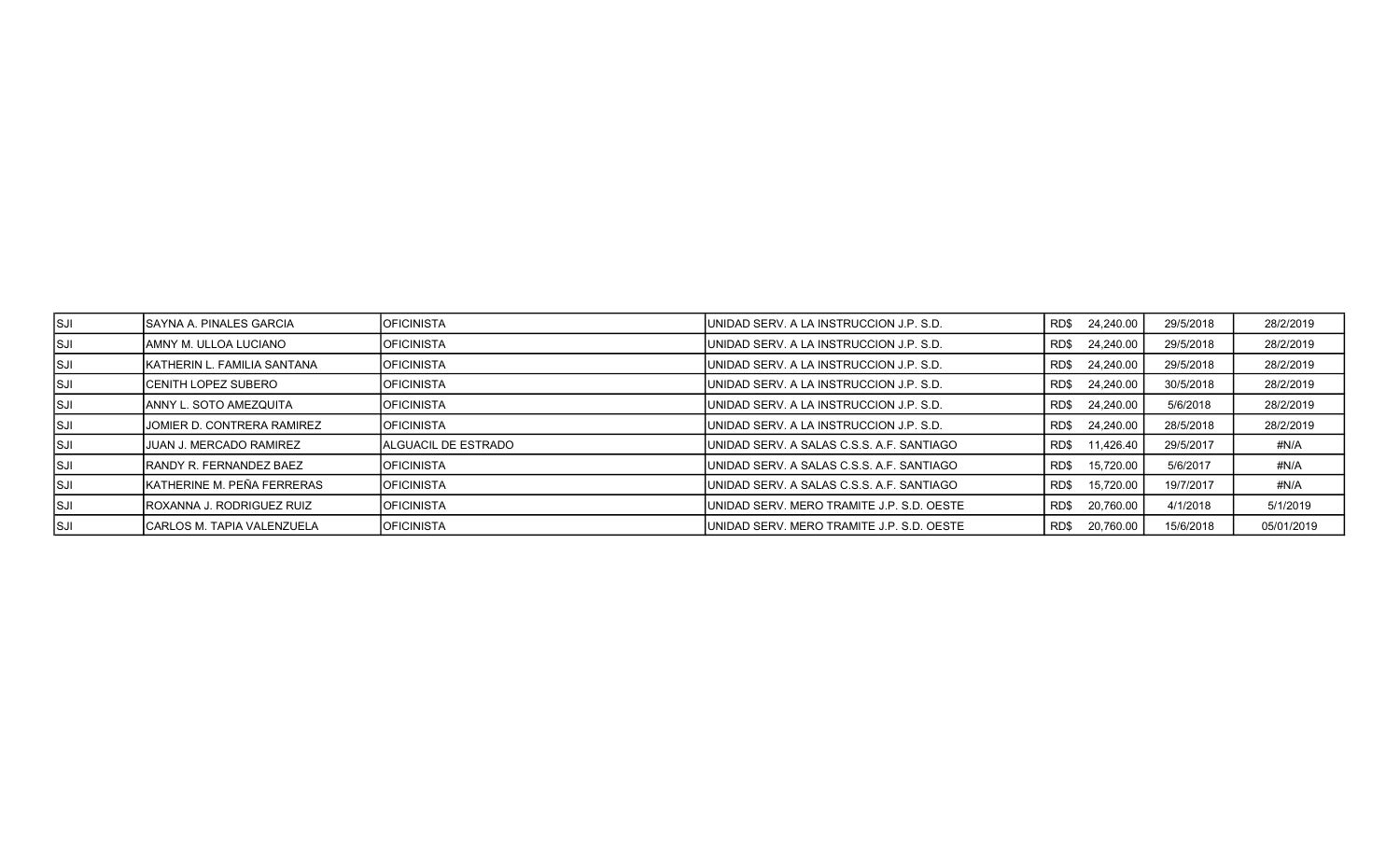| | | | | | | |
|---|---|---|---|---|---|---|
| SJI | SAYNA A. PINALES GARCIA | OFICINISTA | UNIDAD SERV. A LA INSTRUCCION J.P. S.D. | RD$ 24,240.00 | 29/5/2018 | 28/2/2019 |
| SJI | AMNY M. ULLOA LUCIANO | OFICINISTA | UNIDAD SERV. A LA INSTRUCCION J.P. S.D. | RD$ 24,240.00 | 29/5/2018 | 28/2/2019 |
| SJI | KATHERIN L. FAMILIA SANTANA | OFICINISTA | UNIDAD SERV. A LA INSTRUCCION J.P. S.D. | RD$ 24,240.00 | 29/5/2018 | 28/2/2019 |
| SJI | CENITH LOPEZ SUBERO | OFICINISTA | UNIDAD SERV. A LA INSTRUCCION J.P. S.D. | RD$ 24,240.00 | 30/5/2018 | 28/2/2019 |
| SJI | ANNY L. SOTO AMEZQUITA | OFICINISTA | UNIDAD SERV. A LA INSTRUCCION J.P. S.D. | RD$ 24,240.00 | 5/6/2018 | 28/2/2019 |
| SJI | JOMIER D. CONTRERA RAMIREZ | OFICINISTA | UNIDAD SERV. A LA INSTRUCCION J.P. S.D. | RD$ 24,240.00 | 28/5/2018 | 28/2/2019 |
| SJI | JUAN J. MERCADO RAMIREZ | ALGUACIL DE ESTRADO | UNIDAD SERV. A SALAS C.S.S. A.F. SANTIAGO | RD$ 11,426.40 | 29/5/2017 | #N/A |
| SJI | RANDY R. FERNANDEZ BAEZ | OFICINISTA | UNIDAD SERV. A SALAS C.S.S. A.F. SANTIAGO | RD$ 15,720.00 | 5/6/2017 | #N/A |
| SJI | KATHERINE M. PEÑA FERRERAS | OFICINISTA | UNIDAD SERV. A SALAS C.S.S. A.F. SANTIAGO | RD$ 15,720.00 | 19/7/2017 | #N/A |
| SJI | ROXANNA J. RODRIGUEZ RUIZ | OFICINISTA | UNIDAD SERV. MERO TRAMITE J.P. S.D. OESTE | RD$ 20,760.00 | 4/1/2018 | 5/1/2019 |
| SJI | CARLOS M. TAPIA VALENZUELA | OFICINISTA | UNIDAD SERV. MERO TRAMITE J.P. S.D. OESTE | RD$ 20,760.00 | 15/6/2018 | 05/01/2019 |